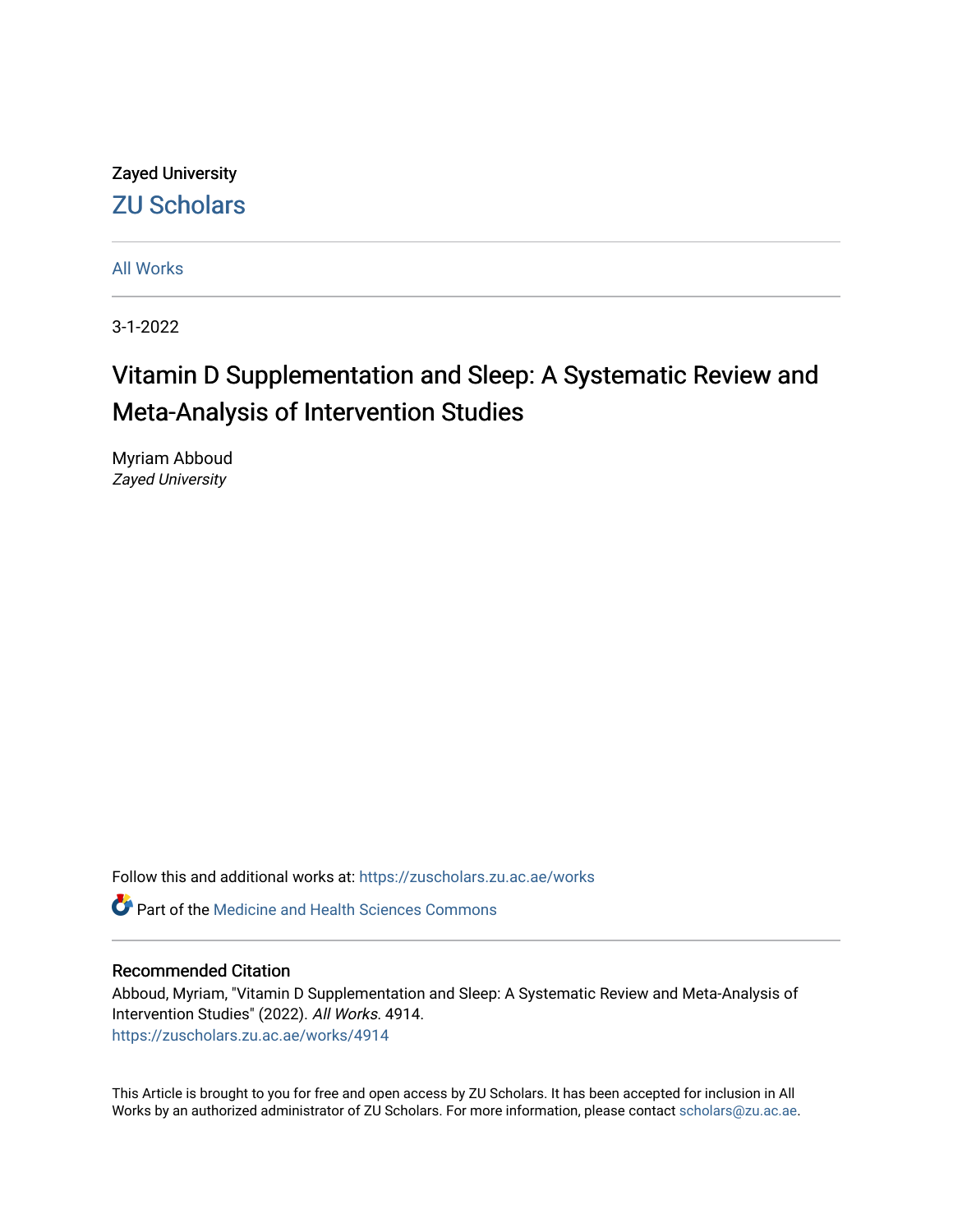Zayed University

ZU Scholars

All Works

3-1-2022

# Vitamin D Supplementation and Sleep: A Systematic Review and Meta-Analysis of Intervention Studies

Myriam Abboud
*Zayed University*

Follow this and additional works at: https://zuscholars.zu.ac.ae/works

Part of the Medicine and Health Sciences Commons

## Recommended Citation

Abboud, Myriam, "Vitamin D Supplementation and Sleep: A Systematic Review and Meta-Analysis of Intervention Studies" (2022). *All Works*. 4914.
https://zuscholars.zu.ac.ae/works/4914

This Article is brought to you for free and open access by ZU Scholars. It has been accepted for inclusion in All Works by an authorized administrator of ZU Scholars. For more information, please contact scholars@zu.ac.ae.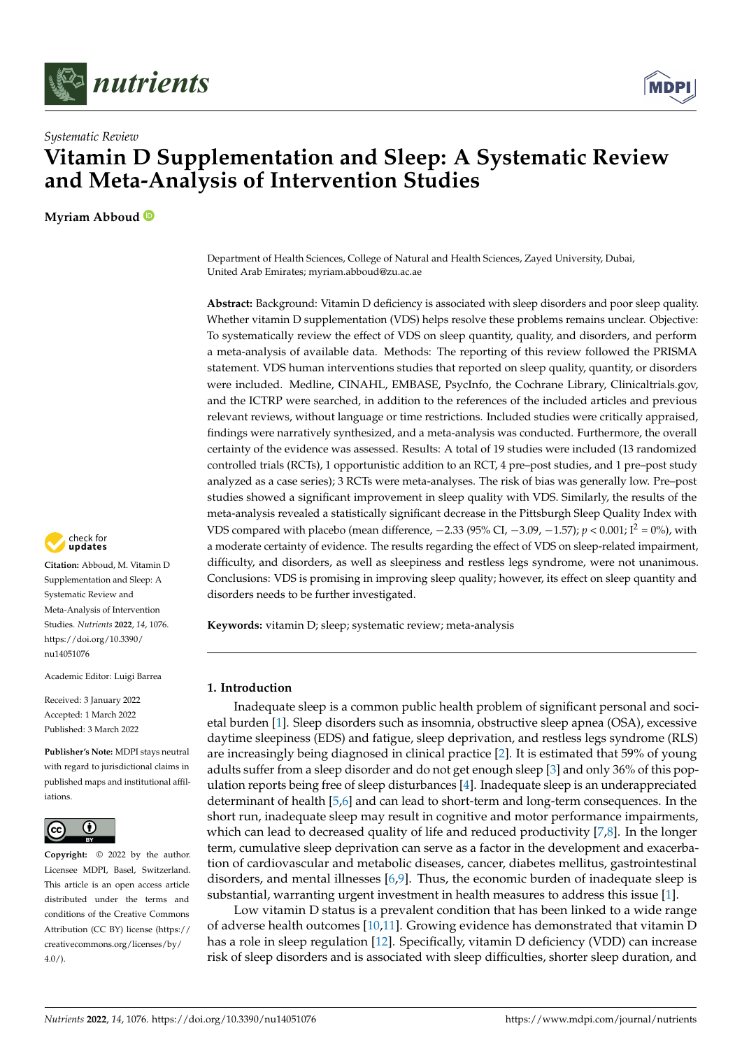# nutrients

*Systematic Review*

# Vitamin D Supplementation and Sleep: A Systematic Review and Meta-Analysis of Intervention Studies

**Myriam Abboud**

Department of Health Sciences, College of Natural and Health Sciences, Zayed University, Dubai, United Arab Emirates; myriam.abboud@zu.ac.ae

**Abstract:** Background: Vitamin D deficiency is associated with sleep disorders and poor sleep quality. Whether vitamin D supplementation (VDS) helps resolve these problems remains unclear. Objective: To systematically review the effect of VDS on sleep quantity, quality, and disorders, and perform a meta-analysis of available data. Methods: The reporting of this review followed the PRISMA statement. VDS human interventions studies that reported on sleep quality, quantity, or disorders were included. Medline, CINAHL, EMBASE, PsycInfo, the Cochrane Library, Clinicaltrials.gov, and the ICTRP were searched, in addition to the references of the included articles and previous relevant reviews, without language or time restrictions. Included studies were critically appraised, findings were narratively synthesized, and a meta-analysis was conducted. Furthermore, the overall certainty of the evidence was assessed. Results: A total of 19 studies were included (13 randomized controlled trials (RCTs), 1 opportunistic addition to an RCT, 4 pre–post studies, and 1 pre–post study analyzed as a case series); 3 RCTs were meta-analyses. The risk of bias was generally low. Pre–post studies showed a significant improvement in sleep quality with VDS. Similarly, the results of the meta-analysis revealed a statistically significant decrease in the Pittsburgh Sleep Quality Index with VDS compared with placebo (mean difference, −2.33 (95% CI, −3.09, −1.57); $p < 0.001$; $I^2 = 0\%$), with a moderate certainty of evidence. The results regarding the effect of VDS on sleep-related impairment, difficulty, and disorders, as well as sleepiness and restless legs syndrome, were not unanimous. Conclusions: VDS is promising in improving sleep quality; however, its effect on sleep quantity and disorders needs to be further investigated.

**Keywords:** vitamin D; sleep; systematic review; meta-analysis

**Citation:** Abboud, M. Vitamin D Supplementation and Sleep: A Systematic Review and Meta-Analysis of Intervention Studies. *Nutrients* **2022**, *14*, 1076. https://doi.org/10.3390/nu14051076

Academic Editor: Luigi Barrea

Received: 3 January 2022
Accepted: 1 March 2022
Published: 3 March 2022

**Publisher's Note:** MDPI stays neutral with regard to jurisdictional claims in published maps and institutional affiliations.

**Copyright:** © 2022 by the author. Licensee MDPI, Basel, Switzerland. This article is an open access article distributed under the terms and conditions of the Creative Commons Attribution (CC BY) license (https://creativecommons.org/licenses/by/4.0/).

## 1. Introduction

Inadequate sleep is a common public health problem of significant personal and societal burden [1]. Sleep disorders such as insomnia, obstructive sleep apnea (OSA), excessive daytime sleepiness (EDS) and fatigue, sleep deprivation, and restless legs syndrome (RLS) are increasingly being diagnosed in clinical practice [2]. It is estimated that 59% of young adults suffer from a sleep disorder and do not get enough sleep [3] and only 36% of this population reports being free of sleep disturbances [4]. Inadequate sleep is an underappreciated determinant of health [5,6] and can lead to short-term and long-term consequences. In the short run, inadequate sleep may result in cognitive and motor performance impairments, which can lead to decreased quality of life and reduced productivity [7,8]. In the longer term, cumulative sleep deprivation can serve as a factor in the development and exacerbation of cardiovascular and metabolic diseases, cancer, diabetes mellitus, gastrointestinal disorders, and mental illnesses [6,9]. Thus, the economic burden of inadequate sleep is substantial, warranting urgent investment in health measures to address this issue [1].

Low vitamin D status is a prevalent condition that has been linked to a wide range of adverse health outcomes [10,11]. Growing evidence has demonstrated that vitamin D has a role in sleep regulation [12]. Specifically, vitamin D deficiency (VDD) can increase risk of sleep disorders and is associated with sleep difficulties, shorter sleep duration, and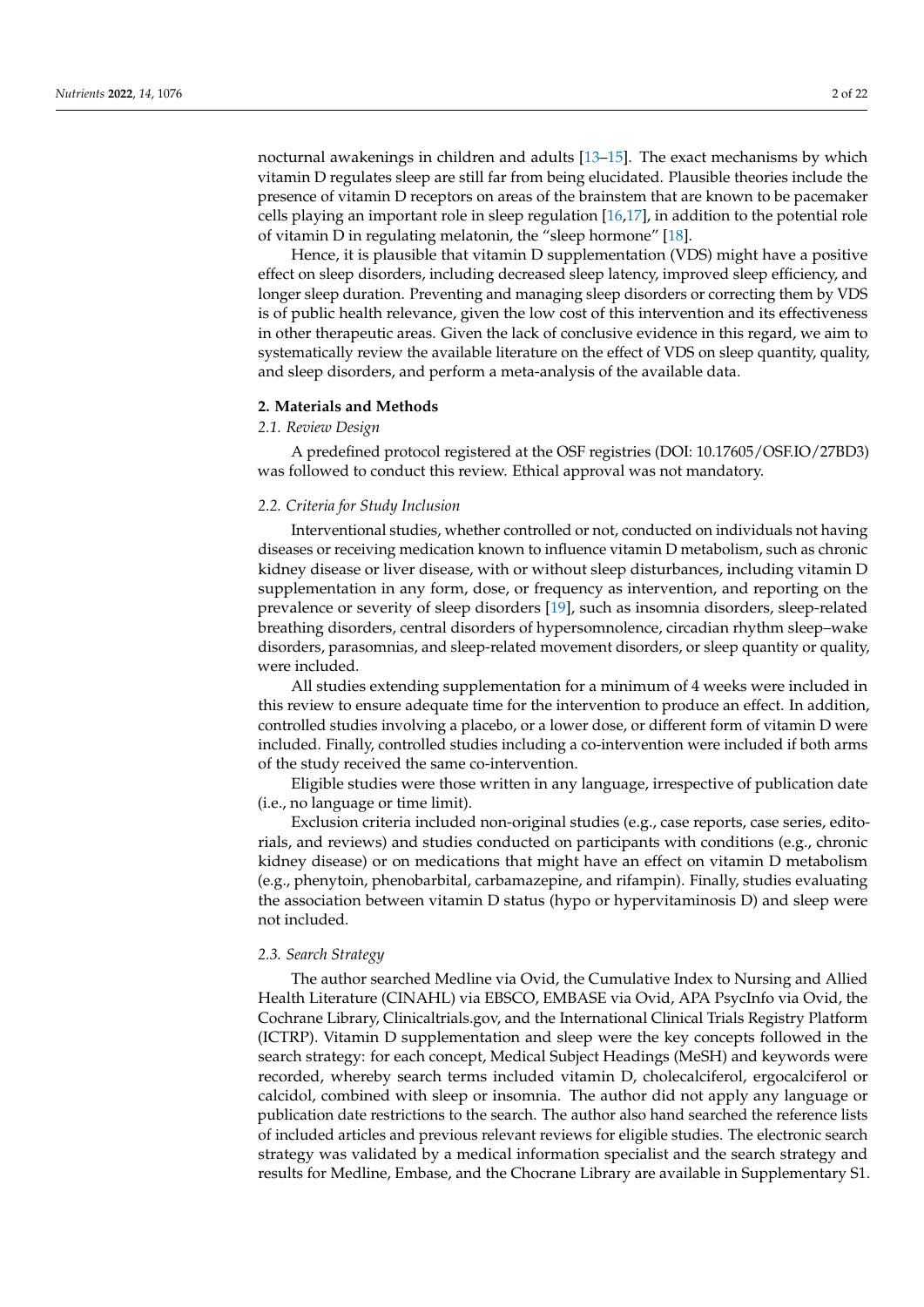nocturnal awakenings in children and adults [13–15]. The exact mechanisms by which vitamin D regulates sleep are still far from being elucidated. Plausible theories include the presence of vitamin D receptors on areas of the brainstem that are known to be pacemaker cells playing an important role in sleep regulation [16,17], in addition to the potential role of vitamin D in regulating melatonin, the "sleep hormone" [18].

Hence, it is plausible that vitamin D supplementation (VDS) might have a positive effect on sleep disorders, including decreased sleep latency, improved sleep efficiency, and longer sleep duration. Preventing and managing sleep disorders or correcting them by VDS is of public health relevance, given the low cost of this intervention and its effectiveness in other therapeutic areas. Given the lack of conclusive evidence in this regard, we aim to systematically review the available literature on the effect of VDS on sleep quantity, quality, and sleep disorders, and perform a meta-analysis of the available data.

## 2. Materials and Methods

### *2.1. Review Design*

A predefined protocol registered at the OSF registries (DOI: 10.17605/OSF.IO/27BD3) was followed to conduct this review. Ethical approval was not mandatory.

### *2.2. Criteria for Study Inclusion*

Interventional studies, whether controlled or not, conducted on individuals not having diseases or receiving medication known to influence vitamin D metabolism, such as chronic kidney disease or liver disease, with or without sleep disturbances, including vitamin D supplementation in any form, dose, or frequency as intervention, and reporting on the prevalence or severity of sleep disorders [19], such as insomnia disorders, sleep-related breathing disorders, central disorders of hypersomnolence, circadian rhythm sleep–wake disorders, parasomnias, and sleep-related movement disorders, or sleep quantity or quality, were included.

All studies extending supplementation for a minimum of 4 weeks were included in this review to ensure adequate time for the intervention to produce an effect. In addition, controlled studies involving a placebo, or a lower dose, or different form of vitamin D were included. Finally, controlled studies including a co-intervention were included if both arms of the study received the same co-intervention.

Eligible studies were those written in any language, irrespective of publication date (i.e., no language or time limit).

Exclusion criteria included non-original studies (e.g., case reports, case series, editorials, and reviews) and studies conducted on participants with conditions (e.g., chronic kidney disease) or on medications that might have an effect on vitamin D metabolism (e.g., phenytoin, phenobarbital, carbamazepine, and rifampin). Finally, studies evaluating the association between vitamin D status (hypo or hypervitaminosis D) and sleep were not included.

### *2.3. Search Strategy*

The author searched Medline via Ovid, the Cumulative Index to Nursing and Allied Health Literature (CINAHL) via EBSCO, EMBASE via Ovid, APA PsycInfo via Ovid, the Cochrane Library, Clinicaltrials.gov, and the International Clinical Trials Registry Platform (ICTRP). Vitamin D supplementation and sleep were the key concepts followed in the search strategy: for each concept, Medical Subject Headings (MeSH) and keywords were recorded, whereby search terms included vitamin D, cholecalciferol, ergocalciferol or calcidol, combined with sleep or insomnia. The author did not apply any language or publication date restrictions to the search. The author also hand searched the reference lists of included articles and previous relevant reviews for eligible studies. The electronic search strategy was validated by a medical information specialist and the search strategy and results for Medline, Embase, and the Chocrane Library are available in Supplementary S1.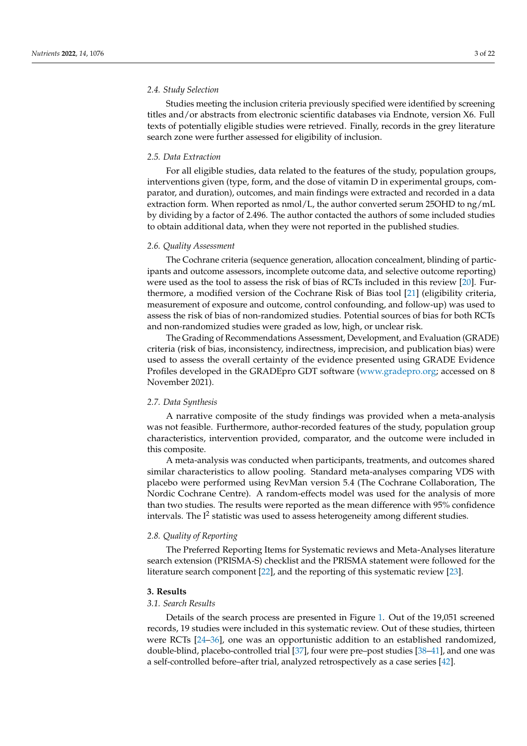### 2.4. Study Selection

Studies meeting the inclusion criteria previously specified were identified by screening titles and/or abstracts from electronic scientific databases via Endnote, version X6. Full texts of potentially eligible studies were retrieved. Finally, records in the grey literature search zone were further assessed for eligibility of inclusion.

### 2.5. Data Extraction

For all eligible studies, data related to the features of the study, population groups, interventions given (type, form, and the dose of vitamin D in experimental groups, comparator, and duration), outcomes, and main findings were extracted and recorded in a data extraction form. When reported as nmol/L, the author converted serum 25OHD to ng/mL by dividing by a factor of 2.496. The author contacted the authors of some included studies to obtain additional data, when they were not reported in the published studies.

### 2.6. Quality Assessment

The Cochrane criteria (sequence generation, allocation concealment, blinding of participants and outcome assessors, incomplete outcome data, and selective outcome reporting) were used as the tool to assess the risk of bias of RCTs included in this review [20]. Furthermore, a modified version of the Cochrane Risk of Bias tool [21] (eligibility criteria, measurement of exposure and outcome, control confounding, and follow-up) was used to assess the risk of bias of non-randomized studies. Potential sources of bias for both RCTs and non-randomized studies were graded as low, high, or unclear risk.

The Grading of Recommendations Assessment, Development, and Evaluation (GRADE) criteria (risk of bias, inconsistency, indirectness, imprecision, and publication bias) were used to assess the overall certainty of the evidence presented using GRADE Evidence Profiles developed in the GRADEpro GDT software (www.gradepro.org; accessed on 8 November 2021).

### 2.7. Data Synthesis

A narrative composite of the study findings was provided when a meta-analysis was not feasible. Furthermore, author-recorded features of the study, population group characteristics, intervention provided, comparator, and the outcome were included in this composite.

A meta-analysis was conducted when participants, treatments, and outcomes shared similar characteristics to allow pooling. Standard meta-analyses comparing VDS with placebo were performed using RevMan version 5.4 (The Cochrane Collaboration, The Nordic Cochrane Centre). A random-effects model was used for the analysis of more than two studies. The results were reported as the mean difference with 95% confidence intervals. The $I^2$ statistic was used to assess heterogeneity among different studies.

### 2.8. Quality of Reporting

The Preferred Reporting Items for Systematic reviews and Meta-Analyses literature search extension (PRISMA-S) checklist and the PRISMA statement were followed for the literature search component [22], and the reporting of this systematic review [23].

## 3. Results

### 3.1. Search Results

Details of the search process are presented in Figure 1. Out of the 19,051 screened records, 19 studies were included in this systematic review. Out of these studies, thirteen were RCTs [24–36], one was an opportunistic addition to an established randomized, double-blind, placebo-controlled trial [37], four were pre–post studies [38–41], and one was a self-controlled before–after trial, analyzed retrospectively as a case series [42].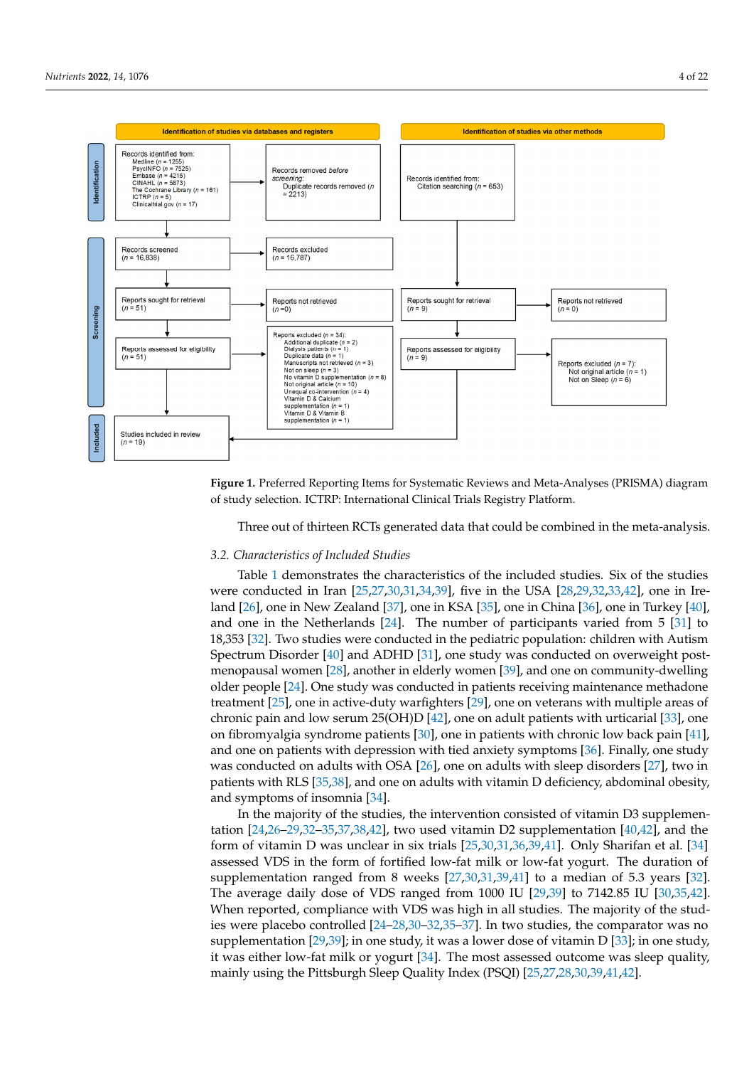**Identification of studies via databases and registers**

*Identification*

Records identified from:
- Medline (*n* = 1255)
- PsycINFO (*n* = 7525)
- Embase (*n* = 4215)
- CINAHL (*n* = 5873)
- The Cochrane Library (*n* = 161)
- ICTRP (*n* = 5)
- Clinicaltrial.gov (*n* = 17)

Records removed *before screening*:
- Duplicate records removed (*n* = 2213)

*Screening*

Records screened (*n* = 16,838) → Records excluded (*n* = 16,787)

Reports sought for retrieval (*n* = 51) → Reports not retrieved (*n* = 0)

Reports assessed for eligibility (*n* = 51) → Reports excluded (*n* = 34):
- Additional duplicate (*n* = 2)
- Dialysis patients (*n* = 1)
- Duplicate data (*n* = 1)
- Manuscripts not retrieved (*n* = 3)
- Not on sleep (*n* = 3)
- No vitamin D supplementation (*n* = 8)
- Not original article (*n* = 10)
- Unequal co-intervention (*n* = 4)
- Vitamin D & Calcium supplementation (*n* = 1)
- Vitamin D & Vitamin B supplementation (*n* = 1)

*Included*

Studies included in review (*n* = 19)

**Identification of studies via other methods**

Records identified from:
- Citation searching (*n* = 653)

Reports sought for retrieval (*n* = 9) → Reports not retrieved (*n* = 0)

Reports assessed for eligibility (*n* = 9) → Reports excluded (*n* = 7):
- Not original article (*n* = 1)
- Not on Sleep (*n* = 6)

**Figure 1.** Preferred Reporting Items for Systematic Reviews and Meta-Analyses (PRISMA) diagram of study selection. ICTRP: International Clinical Trials Registry Platform.

Three out of thirteen RCTs generated data that could be combined in the meta-analysis.

### 3.2. Characteristics of Included Studies

Table 1 demonstrates the characteristics of the included studies. Six of the studies were conducted in Iran [25,27,30,31,34,39], five in the USA [28,29,32,33,42], one in Ireland [26], one in New Zealand [37], one in KSA [35], one in China [36], one in Turkey [40], and one in the Netherlands [24]. The number of participants varied from 5 [31] to 18,353 [32]. Two studies were conducted in the pediatric population: children with Autism Spectrum Disorder [40] and ADHD [31], one study was conducted on overweight post-menopausal women [28], another in elderly women [39], and one on community-dwelling older people [24]. One study was conducted in patients receiving maintenance methadone treatment [25], one in active-duty warfighters [29], one on veterans with multiple areas of chronic pain and low serum 25(OH)D [42], one on adult patients with urticarial [33], one on fibromyalgia syndrome patients [30], one in patients with chronic low back pain [41], and one on patients with depression with tied anxiety symptoms [36]. Finally, one study was conducted on adults with OSA [26], one on adults with sleep disorders [27], two in patients with RLS [35,38], and one on adults with vitamin D deficiency, abdominal obesity, and symptoms of insomnia [34].

In the majority of the studies, the intervention consisted of vitamin D3 supplementation [24,26–29,32–35,37,38,42], two used vitamin D2 supplementation [40,42], and the form of vitamin D was unclear in six trials [25,30,31,36,39,41]. Only Sharifan et al. [34] assessed VDS in the form of fortified low-fat milk or low-fat yogurt. The duration of supplementation ranged from 8 weeks [27,30,31,39,41] to a median of 5.3 years [32]. The average daily dose of VDS ranged from 1000 IU [29,39] to 7142.85 IU [30,35,42]. When reported, compliance with VDS was high in all studies. The majority of the studies were placebo controlled [24–28,30–32,35–37]. In two studies, the comparator was no supplementation [29,39]; in one study, it was a lower dose of vitamin D [33]; in one study, it was either low-fat milk or yogurt [34]. The most assessed outcome was sleep quality, mainly using the Pittsburgh Sleep Quality Index (PSQI) [25,27,28,30,39,41,42].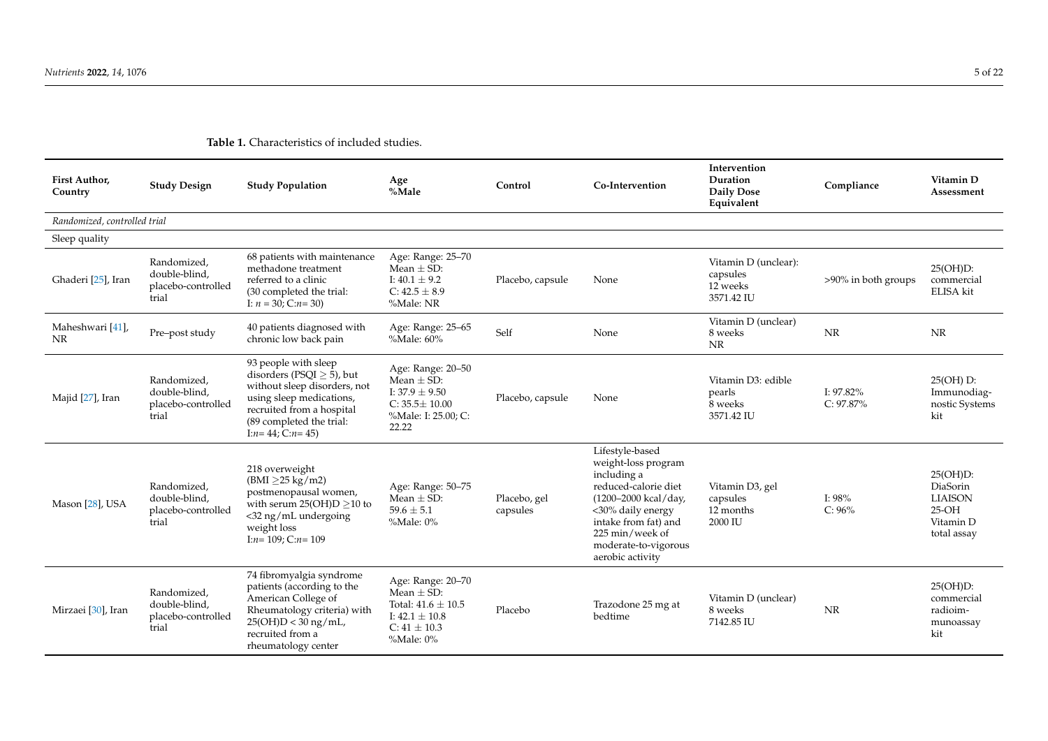**Table 1.** Characteristics of included studies.

| First Author, Country | Study Design | Study Population | Age %Male | Control | Co-Intervention | Intervention Duration Daily Dose Equivalent | Compliance | Vitamin D Assessment |
|---|---|---|---|---|---|---|---|---|
| *Randomized, controlled trial* | | | | | | | | |
| Sleep quality | | | | | | | | |
| Ghaderi [25], Iran | Randomized, double-blind, placebo-controlled trial | 68 patients with maintenance methadone treatment referred to a clinic (30 completed the trial: I: $n$ = 30; C:$n$= 30) | Age: Range: 25–70 Mean ± SD: I: 40.1 ± 9.2 C: 42.5 ± 8.9 %Male: NR | Placebo, capsule | None | Vitamin D (unclear): capsules 12 weeks 3571.42 IU | >90% in both groups | 25(OH)D: commercial ELISA kit |
| Maheshwari [41], NR | Pre–post study | 40 patients diagnosed with chronic low back pain | Age: Range: 25–65 %Male: 60% | Self | None | Vitamin D (unclear) 8 weeks NR | NR | NR |
| Majid [27], Iran | Randomized, double-blind, placebo-controlled trial | 93 people with sleep disorders (PSQI ≥ 5), but without sleep disorders, not using sleep medications, recruited from a hospital (89 completed the trial: I:$n$= 44; C:$n$= 45) | Age: Range: 20–50 Mean ± SD: I: 37.9 ± 9.50 C: 35.5± 10.00 %Male: I: 25.00; C: 22.22 | Placebo, capsule | None | Vitamin D3: edible pearls 8 weeks 3571.42 IU | I: 97.82% C: 97.87% | 25(OH) D: Immunodiagnostic Systems kit |
| Mason [28], USA | Randomized, double-blind, placebo-controlled trial | 218 overweight (BMI ≥25 kg/m2) postmenopausal women, with serum 25(OH)D ≥10 to <32 ng/mL undergoing weight loss I:$n$= 109; C:$n$= 109 | Age: Range: 50–75 Mean ± SD: 59.6 ± 5.1 %Male: 0% | Placebo, gel capsules | Lifestyle-based weight-loss program including a reduced-calorie diet (1200–2000 kcal/day, <30% daily energy intake from fat) and 225 min/week of moderate-to-vigorous aerobic activity | Vitamin D3, gel capsules 12 months 2000 IU | I: 98% C: 96% | 25(OH)D: DiaSorin LIAISON 25-OH Vitamin D total assay |
| Mirzaei [30], Iran | Randomized, double-blind, placebo-controlled trial | 74 fibromyalgia syndrome patients (according to the American College of Rheumatology criteria) with 25(OH)D < 30 ng/mL, recruited from a rheumatology center | Age: Range: 20–70 Mean ± SD: Total: 41.6 ± 10.5 I: 42.1 ± 10.8 C: 41 ± 10.3 %Male: 0% | Placebo | Trazodone 25 mg at bedtime | Vitamin D (unclear) 8 weeks 7142.85 IU | NR | 25(OH)D: commercial radioimmunoassay kit |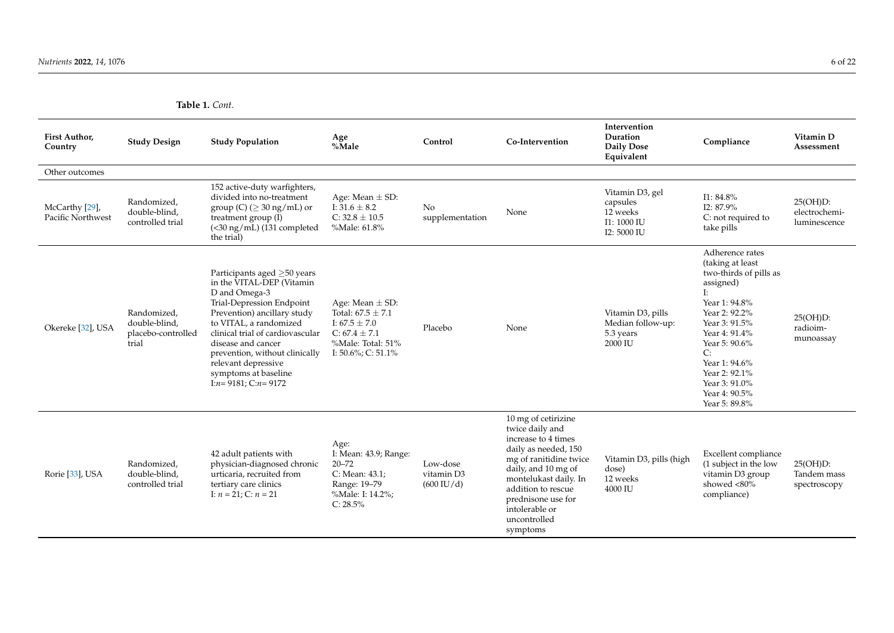**Table 1.** *Cont.*

| First Author, Country | Study Design | Study Population | Age %Male | Control | Co-Intervention | Intervention Duration Daily Dose Equivalent | Compliance | Vitamin D Assessment |
|---|---|---|---|---|---|---|---|---|
| Other outcomes | | | | | | | | |
| McCarthy [29], Pacific Northwest | Randomized, double-blind, controlled trial | 152 active-duty warfighters, divided into no-treatment group (C) (≥ 30 ng/mL) or treatment group (I) (<30 ng/mL) (131 completed the trial) | Age: Mean ± SD: I: 31.6 ± 8.2 C: 32.8 ± 10.5 %Male: 61.8% | No supplementation | None | Vitamin D3, gel capsules 12 weeks I1: 1000 IU I2: 5000 IU | I1: 84.8% I2: 87.9% C: not required to take pills | 25(OH)D: electrochemi-luminescence |
| Okereke [32], USA | Randomized, double-blind, placebo-controlled trial | Participants aged ≥50 years in the VITAL-DEP (Vitamin D and Omega-3 Trial-Depression Endpoint Prevention) ancillary study to VITAL, a randomized clinical trial of cardiovascular disease and cancer prevention, without clinically relevant depressive symptoms at baseline I:*n*= 9181; C:*n*= 9172 | Age: Mean ± SD: Total: 67.5 ± 7.1 I: 67.5 ± 7.0 C: 67.4 ± 7.1 %Male: Total: 51% I: 50.6%; C: 51.1% | Placebo | None | Vitamin D3, pills Median follow-up: 5.3 years 2000 IU | Adherence rates (taking at least two-thirds of pills as assigned) I: Year 1: 94.8% Year 2: 92.2% Year 3: 91.5% Year 4: 91.4% Year 5: 90.6% C: Year 1: 94.6% Year 2: 92.1% Year 3: 91.0% Year 4: 90.5% Year 5: 89.8% | 25(OH)D: radioim-munoassay |
| Rorie [33], USA | Randomized, double-blind, controlled trial | 42 adult patients with physician-diagnosed chronic urticaria, recruited from tertiary care clinics I: *n* = 21; C: *n* = 21 | Age: I: Mean: 43.9; Range: 20–72 C: Mean: 43.1; Range: 19–79 %Male: I: 14.2%; C: 28.5% | Low-dose vitamin D3 (600 IU/d) | 10 mg of cetirizine twice daily and increase to 4 times daily as needed, 150 mg of ranitidine twice daily, and 10 mg of montelukast daily. In addition to rescue prednisone use for intolerable or uncontrolled symptoms | Vitamin D3, pills (high dose) 12 weeks 4000 IU | Excellent compliance (1 subject in the low vitamin D3 group showed <80% compliance) | 25(OH)D: Tandem mass spectroscopy |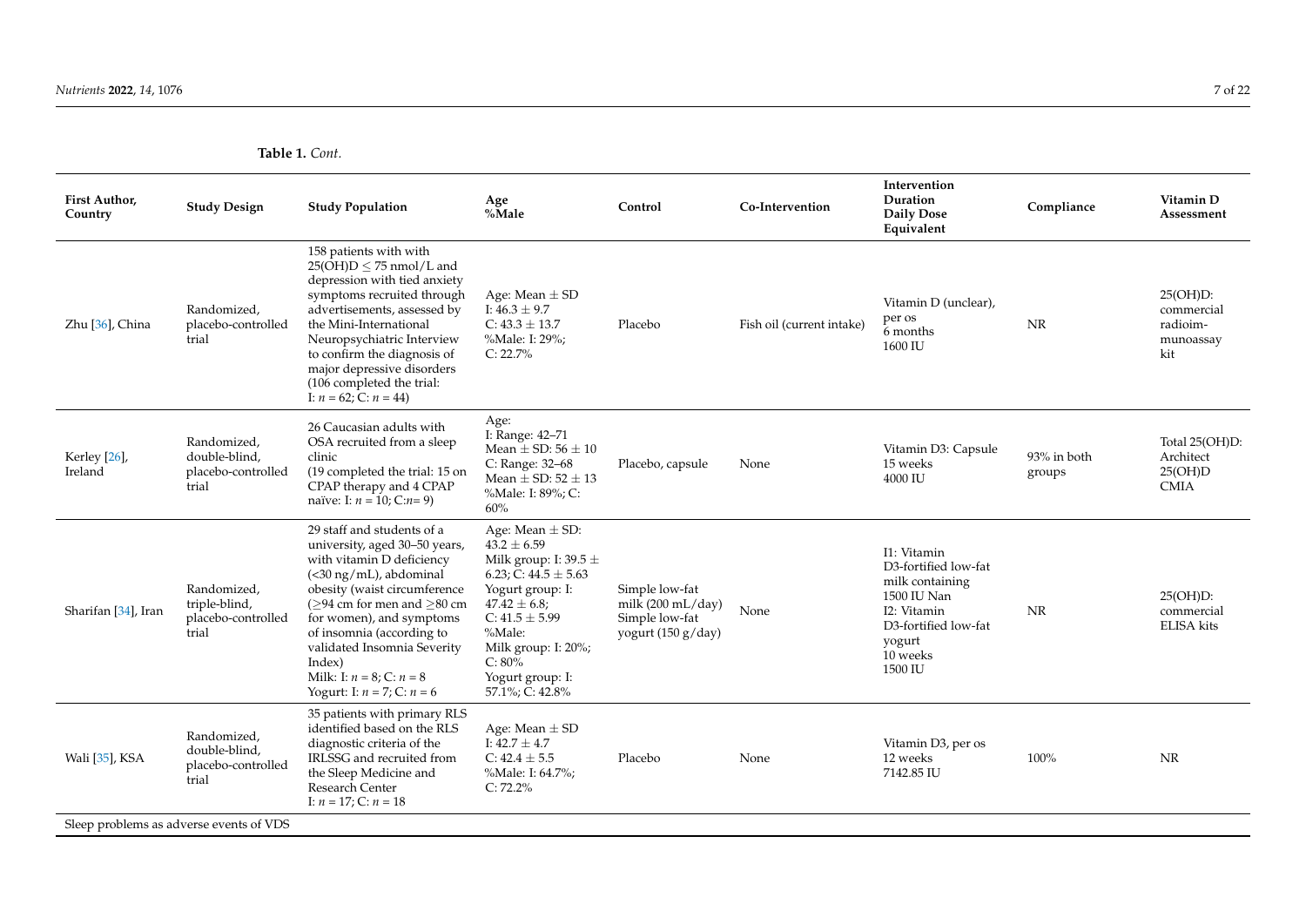**Table 1.** *Cont.*

| First Author, Country | Study Design | Study Population | Age %Male | Control | Co-Intervention | Intervention Duration Daily Dose Equivalent | Compliance | Vitamin D Assessment |
|---|---|---|---|---|---|---|---|---|
| Zhu [36], China | Randomized, placebo-controlled trial | 158 patients with with 25(OH)D ≤ 75 nmol/L and depression with tied anxiety symptoms recruited through advertisements, assessed by the Mini-International Neuropsychiatric Interview to confirm the diagnosis of major depressive disorders (106 completed the trial: I: *n* = 62; C: *n* = 44) | Age: Mean ± SD I: 46.3 ± 9.7 C: 43.3 ± 13.7 %Male: I: 29%; C: 22.7% | Placebo | Fish oil (current intake) | Vitamin D (unclear), per os 6 months 1600 IU | NR | 25(OH)D: commercial radioim-munoassay kit |
| Kerley [26], Ireland | Randomized, double-blind, placebo-controlled trial | 26 Caucasian adults with OSA recruited from a sleep clinic (19 completed the trial: 15 on CPAP therapy and 4 CPAP naïve: I: *n* = 10; C:*n*= 9) | Age: I: Range: 42–71 Mean ± SD: 56 ± 10 C: Range: 32–68 Mean ± SD: 52 ± 13 %Male: I: 89%; C: 60% | Placebo, capsule | None | Vitamin D3: Capsule 15 weeks 4000 IU | 93% in both groups | Total 25(OH)D: Architect 25(OH)D CMIA |
| Sharifan [34], Iran | Randomized, triple-blind, placebo-controlled trial | 29 staff and students of a university, aged 30–50 years, with vitamin D deficiency (<30 ng/mL), abdominal obesity (waist circumference (≥94 cm for men and ≥80 cm for women), and symptoms of insomnia (according to validated Insomnia Severity Index) Milk: I: *n* = 8; C: *n* = 8 Yogurt: I: *n* = 7; C: *n* = 6 | Age: Mean ± SD: 43.2 ± 6.59 Milk group: I: 39.5 ± 6.23; C: 44.5 ± 5.63 Yogurt group: I: 47.42 ± 6.8; C: 41.5 ± 5.99 %Male: Milk group: I: 20%; C: 80% Yogurt group: I: 57.1%; C: 42.8% | Simple low-fat milk (200 mL/day) Simple low-fat yogurt (150 g/day) | None | I1: Vitamin D3-fortified low-fat milk containing 1500 IU Nan I2: Vitamin D3-fortified low-fat yogurt 10 weeks 1500 IU | NR | 25(OH)D: commercial ELISA kits |
| Wali [35], KSA | Randomized, double-blind, placebo-controlled trial | 35 patients with primary RLS identified based on the RLS diagnostic criteria of the IRLSSG and recruited from the Sleep Medicine and Research Center I: *n* = 17; C: *n* = 18 | Age: Mean ± SD I: 42.7 ± 4.7 C: 42.4 ± 5.5 %Male: I: 64.7%; C: 72.2% | Placebo | None | Vitamin D3, per os 12 weeks 7142.85 IU | 100% | NR |
| Sleep problems as adverse events of VDS | | | | | | | | |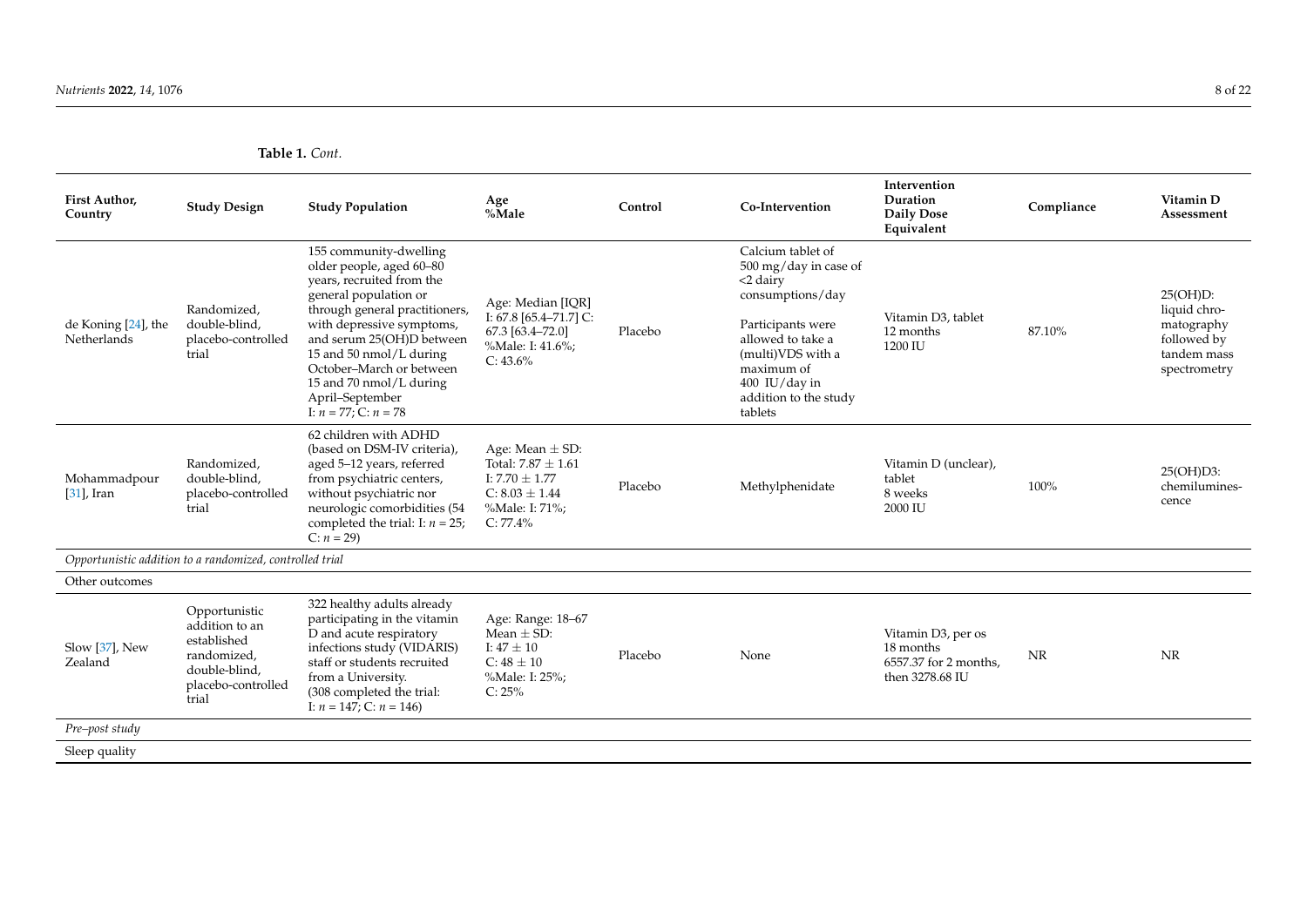**Table 1.** *Cont.*

| First Author, Country | Study Design | Study Population | Age %Male | Control | Co-Intervention | Intervention Duration Daily Dose Equivalent | Compliance | Vitamin D Assessment |
|---|---|---|---|---|---|---|---|---|
| de Koning [24], the Netherlands | Randomized, double-blind, placebo-controlled trial | 155 community-dwelling older people, aged 60–80 years, recruited from the general population or through general practitioners, with depressive symptoms, and serum 25(OH)D between 15 and 50 nmol/L during October–March or between 15 and 70 nmol/L during April–September I: $n$ = 77; C: $n$ = 78 | Age: Median [IQR] I: 67.8 [65.4–71.7] C: 67.3 [63.4–72.0] %Male: I: 41.6%; C: 43.6% | Placebo | Calcium tablet of 500 mg/day in case of <2 dairy consumptions/day Participants were allowed to take a (multi)VDS with a maximum of 400 IU/day in addition to the study tablets | Vitamin D3, tablet 12 months 1200 IU | 87.10% | 25(OH)D: liquid chromatography followed by tandem mass spectrometry |
| Mohammadpour [31], Iran | Randomized, double-blind, placebo-controlled trial | 62 children with ADHD (based on DSM-IV criteria), aged 5–12 years, referred from psychiatric centers, without psychiatric nor neurologic comorbidities (54 completed the trial: I: $n$ = 25; C: $n$ = 29) | Age: Mean ± SD: Total: 7.87 ± 1.61 I: 7.70 ± 1.77 C: 8.03 ± 1.44 %Male: I: 71%; C: 77.4% | Placebo | Methylphenidate | Vitamin D (unclear), tablet 8 weeks 2000 IU | 100% | 25(OH)D3: chemiluminescence |
| *Opportunistic addition to a randomized, controlled trial* | | | | | | | | |
| Other outcomes | | | | | | | | |
| Slow [37], New Zealand | Opportunistic addition to an established randomized, double-blind, placebo-controlled trial | 322 healthy adults already participating in the vitamin D and acute respiratory infections study (VIDARIS) staff or students recruited from a University. (308 completed the trial: I: $n$ = 147; C: $n$ = 146) | Age: Range: 18–67 Mean ± SD: I: 47 ± 10 C: 48 ± 10 %Male: I: 25%; C: 25% | Placebo | None | Vitamin D3, per os 18 months 6557.37 for 2 months, then 3278.68 IU | NR | NR |
| *Pre–post study* | | | | | | | | |
| Sleep quality | | | | | | | | |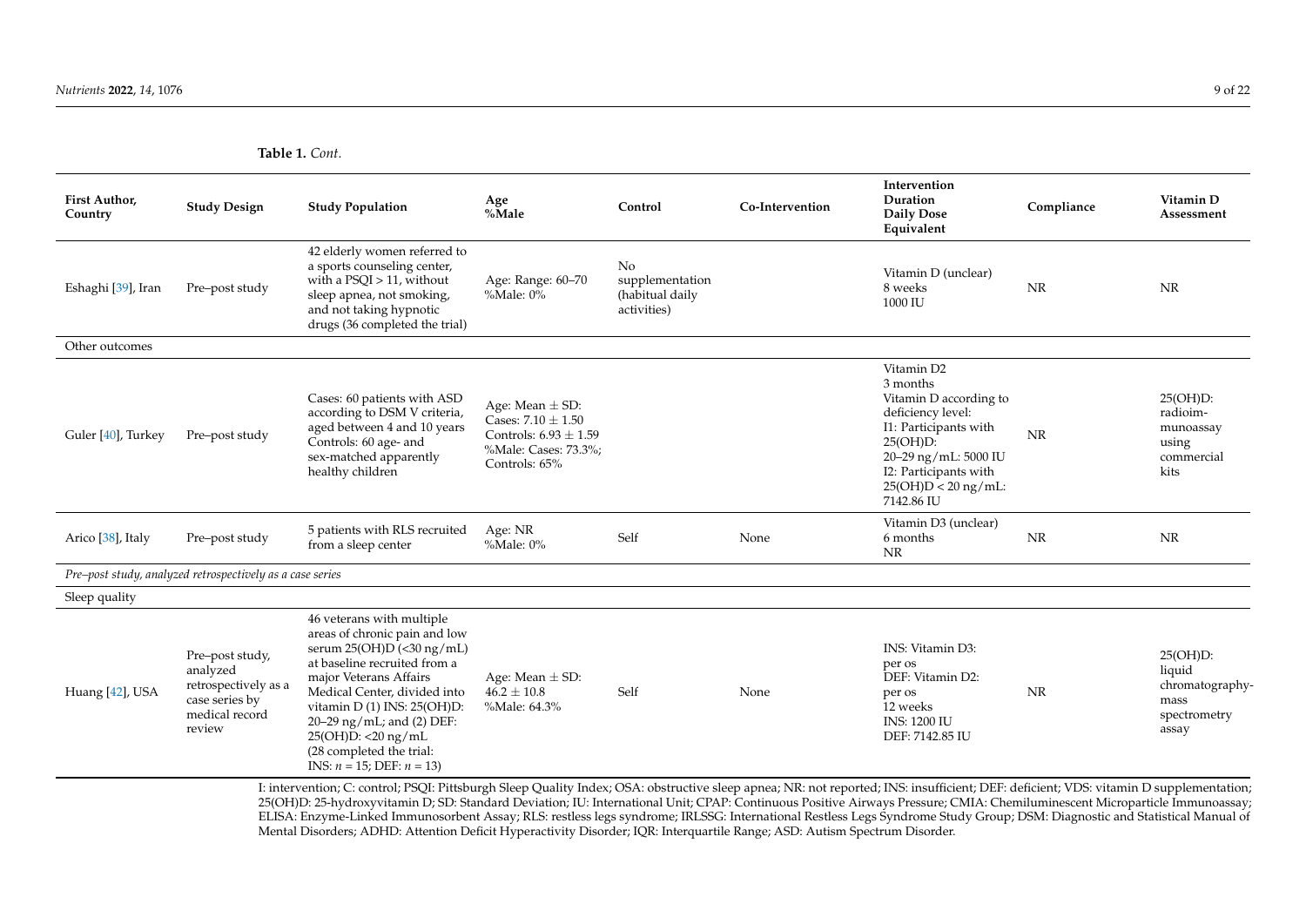**Table 1.** *Cont.*

| First Author, Country | Study Design | Study Population | Age %Male | Control | Co-Intervention | Intervention Duration Daily Dose Equivalent | Compliance | Vitamin D Assessment |
|---|---|---|---|---|---|---|---|---|
| Eshaghi [39], Iran | Pre–post study | 42 elderly women referred to a sports counseling center, with a PSQI > 11, without sleep apnea, not smoking, and not taking hypnotic drugs (36 completed the trial) | Age: Range: 60–70 %Male: 0% | No supplementation (habitual daily activities) | | Vitamin D (unclear) 8 weeks 1000 IU | NR | NR |
| Other outcomes | | | | | | | | |
| Guler [40], Turkey | Pre–post study | Cases: 60 patients with ASD according to DSM V criteria, aged between 4 and 10 years Controls: 60 age- and sex-matched apparently healthy children | Age: Mean ± SD: Cases: 7.10 ± 1.50 Controls: 6.93 ± 1.59 %Male: Cases: 73.3%; Controls: 65% | | | Vitamin D2 3 months Vitamin D according to deficiency level: I1: Participants with 25(OH)D: 20–29 ng/mL: 5000 IU I2: Participants with 25(OH)D < 20 ng/mL: 7142.86 IU | NR | 25(OH)D: radioimmunoassay using commercial kits |
| Arico [38], Italy | Pre–post study | 5 patients with RLS recruited from a sleep center | Age: NR %Male: 0% | Self | None | Vitamin D3 (unclear) 6 months NR | NR | NR |
| *Pre–post study, analyzed retrospectively as a case series* | | | | | | | | |
| Sleep quality | | | | | | | | |
| Huang [42], USA | Pre–post study, analyzed retrospectively as a case series by medical record review | 46 veterans with multiple areas of chronic pain and low serum 25(OH)D (<30 ng/mL) at baseline recruited from a major Veterans Affairs Medical Center, divided into vitamin D (1) INS: 25(OH)D: 20–29 ng/mL; and (2) DEF: 25(OH)D: <20 ng/mL (28 completed the trial: INS: $n$ = 15; DEF: $n$ = 13) | Age: Mean ± SD: 46.2 ± 10.8 %Male: 64.3% | Self | None | INS: Vitamin D3: per os DEF: Vitamin D2: per os 12 weeks INS: 1200 IU DEF: 7142.85 IU | NR | 25(OH)D: liquid chromatography-mass spectrometry assay |

I: intervention; C: control; PSQI: Pittsburgh Sleep Quality Index; OSA: obstructive sleep apnea; NR: not reported; INS: insufficient; DEF: deficient; VDS: vitamin D supplementation; 25(OH)D: 25-hydroxyvitamin D; SD: Standard Deviation; IU: International Unit; CPAP: Continuous Positive Airways Pressure; CMIA: Chemiluminescent Microparticle Immunoassay; ELISA: Enzyme-Linked Immunosorbent Assay; RLS: restless legs syndrome; IRLSSG: International Restless Legs Syndrome Study Group; DSM: Diagnostic and Statistical Manual of Mental Disorders; ADHD: Attention Deficit Hyperactivity Disorder; IQR: Interquartile Range; ASD: Autism Spectrum Disorder.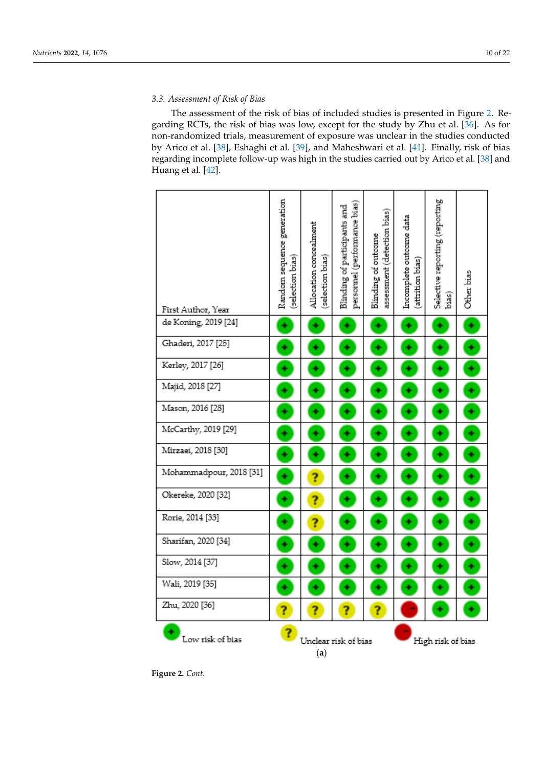### 3.3. Assessment of Risk of Bias

The assessment of the risk of bias of included studies is presented in Figure 2. Regarding RCTs, the risk of bias was low, except for the study by Zhu et al. [36]. As for non-randomized trials, measurement of exposure was unclear in the studies conducted by Arico et al. [38], Eshaghi et al. [39], and Maheshwari et al. [41]. Finally, risk of bias regarding incomplete follow-up was high in the studies carried out by Arico et al. [38] and Huang et al. [42].

| First Author, Year | Random sequence generation (selection bias) | Allocation concealment (selection bias) | Blinding of participants and personnel (performance bias) | Blinding of outcome assessment (detection bias) | Incomplete outcome data (attrition bias) | Selective reporting (reporting bias) | Other bias |
|---|---|---|---|---|---|---|---|
| de Koning, 2019 [24] | + | + | + | + | + | + | + |
| Ghaderi, 2017 [25] | + | + | + | + | + | + | + |
| Kerley, 2017 [26] | + | + | + | + | + | + | + |
| Majid, 2018 [27] | + | + | + | + | + | + | + |
| Mason, 2016 [28] | + | + | + | + | + | + | + |
| McCarthy, 2019 [29] | + | + | + | + | + | + | + |
| Mirzaei, 2018 [30] | + | + | + | + | + | + | + |
| Mohammadpour, 2018 [31] | + | ? | + | + | + | + | + |
| Okereke, 2020 [32] | + | ? | + | + | + | + | + |
| Rorie, 2014 [33] | + | ? | + | + | + | + | + |
| Sharifan, 2020 [34] | + | + | + | + | + | + | + |
| Slow, 2014 [37] | + | + | + | + | + | + | + |
| Wali, 2019 [35] | + | + | + | + | + | + | + |
| Zhu, 2020 [36] | ? | ? | ? | ? | − | + | + |

+ Low risk of bias; ? Unclear risk of bias; − High risk of bias

(**a**)

**Figure 2.** *Cont.*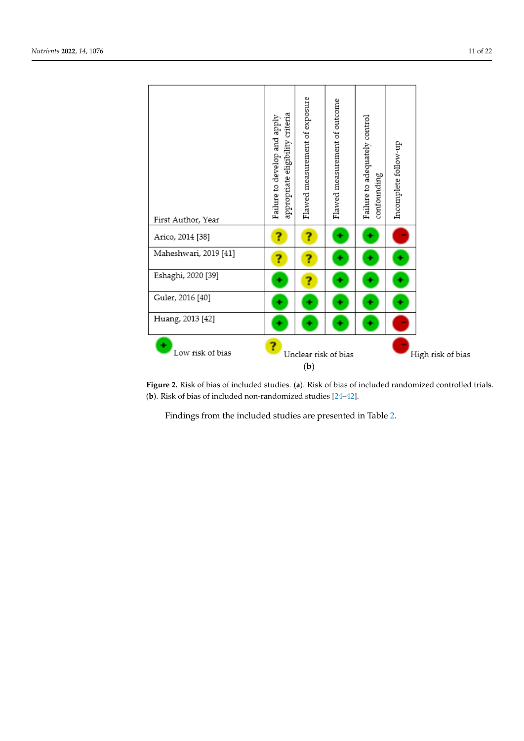| First Author, Year | Failure to develop and apply appropriate eligibility criteria | Flawed measurement of exposure | Flawed measurement of outcome | Failure to adequately control confounding | Incomplete follow-up |
|---|---|---|---|---|---|
| Arico, 2014 [38] | ? | ? | + | + | − |
| Maheshwari, 2019 [41] | ? | ? | + | + | + |
| Eshaghi, 2020 [39] | + | ? | + | + | + |
| Guler, 2016 [40] | + | + | + | + | + |
| Huang, 2013 [42] | + | + | + | + | − |

+ Low risk of bias    ? Unclear risk of bias    − High risk of bias

(**b**)

**Figure 2.** Risk of bias of included studies. (**a**). Risk of bias of included randomized controlled trials. (**b**). Risk of bias of included non-randomized studies [24–42].

Findings from the included studies are presented in Table 2.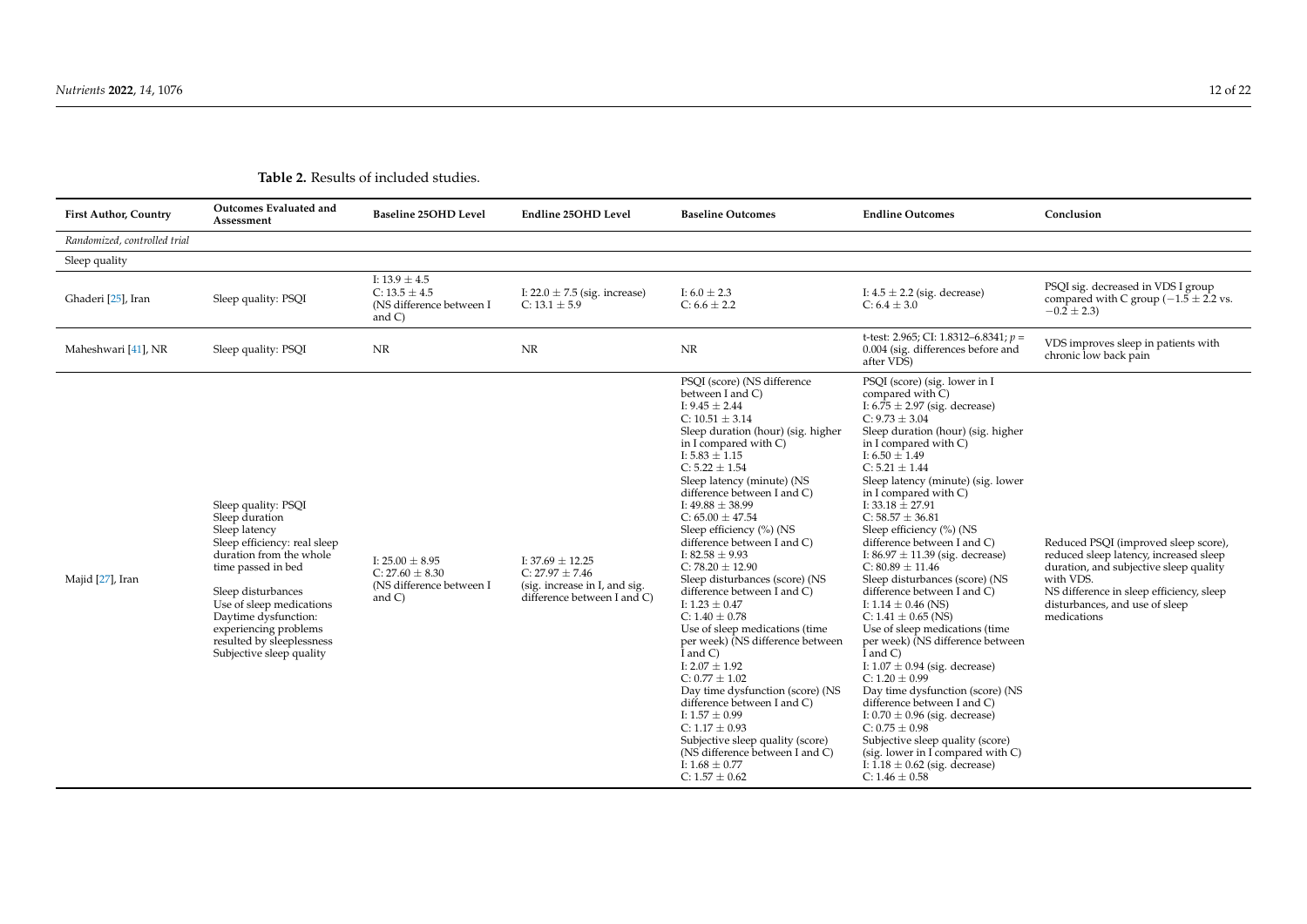**Table 2.** Results of included studies.

| First Author, Country | Outcomes Evaluated and Assessment | Baseline 25OHD Level | Endline 25OHD Level | Baseline Outcomes | Endline Outcomes | Conclusion |
|---|---|---|---|---|---|---|
| *Randomized, controlled trial* | | | | | | |
| Sleep quality | | | | | | |
| Ghaderi [25], Iran | Sleep quality: PSQI | I: 13.9 ± 4.5<br>C: 13.5 ± 4.5<br>(NS difference between I and C) | I: 22.0 ± 7.5 (sig. increase)<br>C: 13.1 ± 5.9 | I: 6.0 ± 2.3<br>C: 6.6 ± 2.2 | I: 4.5 ± 2.2 (sig. decrease)<br>C: 6.4 ± 3.0 | PSQI sig. decreased in VDS I group compared with C group (−1.5 ± 2.2 vs. −0.2 ± 2.3) |
| Maheshwari [41], NR | Sleep quality: PSQI | NR | NR | NR | t-test: 2.965; CI: 1.8312–6.8341; $p = 0.004$ (sig. differences before and after VDS) | VDS improves sleep in patients with chronic low back pain |
| Majid [27], Iran | Sleep quality: PSQI<br>Sleep duration<br>Sleep latency<br>Sleep efficiency: real sleep duration from the whole time passed in bed<br>Sleep disturbances<br>Use of sleep medications<br>Daytime dysfunction: experiencing problems resulted by sleeplessness<br>Subjective sleep quality | I: 25.00 ± 8.95<br>C: 27.60 ± 8.30<br>(NS difference between I and C) | I: 37.69 ± 12.25<br>C: 27.97 ± 7.46<br>(sig. increase in I, and sig. difference between I and C) | PSQI (score) (NS difference between I and C)<br>I: 9.45 ± 2.44<br>C: 10.51 ± 3.14<br>Sleep duration (hour) (sig. higher in I compared with C)<br>I: 5.83 ± 1.15<br>C: 5.22 ± 1.54<br>Sleep latency (minute) (NS difference between I and C)<br>I: 49.88 ± 38.99<br>C: 65.00 ± 47.54<br>Sleep efficiency (%) (NS difference between I and C)<br>I: 82.58 ± 9.93<br>C: 78.20 ± 12.90<br>Sleep disturbances (score) (NS difference between I and C)<br>I: 1.23 ± 0.47<br>C: 1.40 ± 0.78<br>Use of sleep medications (time per week) (NS difference between I and C)<br>I: 2.07 ± 1.92<br>C: 0.77 ± 1.02<br>Day time dysfunction (score) (NS difference between I and C)<br>I: 1.57 ± 0.99<br>C: 1.17 ± 0.93<br>Subjective sleep quality (score) (NS difference between I and C)<br>I: 1.68 ± 0.77<br>C: 1.57 ± 0.62 | PSQI (score) (sig. lower in I compared with C)<br>I: 6.75 ± 2.97 (sig. decrease)<br>C: 9.73 ± 3.04<br>Sleep duration (hour) (sig. higher in I compared with C)<br>I: 6.50 ± 1.49<br>C: 5.21 ± 1.44<br>Sleep latency (minute) (sig. lower in I compared with C)<br>I: 33.18 ± 27.91<br>C: 58.57 ± 36.81<br>Sleep efficiency (%) (NS difference between I and C)<br>I: 86.97 ± 11.39 (sig. decrease)<br>C: 80.89 ± 11.46<br>Sleep disturbances (score) (NS difference between I and C)<br>I: 1.14 ± 0.46 (NS)<br>C: 1.41 ± 0.65 (NS)<br>Use of sleep medications (time per week) (NS difference between I and C)<br>I: 1.07 ± 0.94 (sig. decrease)<br>C: 1.20 ± 0.99<br>Day time dysfunction (score) (NS difference between I and C)<br>I: 0.70 ± 0.96 (sig. decrease)<br>C: 0.75 ± 0.98<br>Subjective sleep quality (score) (sig. lower in I compared with C)<br>I: 1.18 ± 0.62 (sig. decrease)<br>C: 1.46 ± 0.58 | Reduced PSQI (improved sleep score), reduced sleep latency, increased sleep duration, and subjective sleep quality with VDS.<br>NS difference in sleep efficiency, sleep disturbances, and use of sleep medications |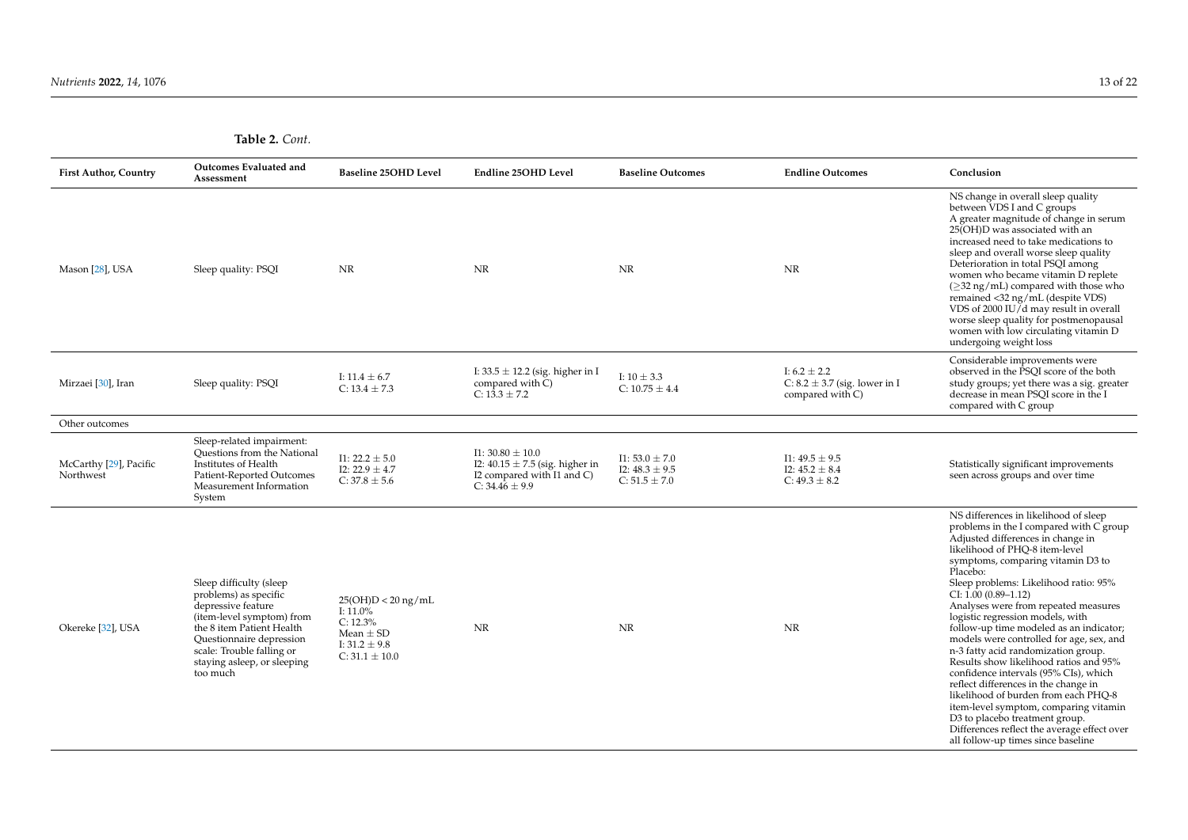**Table 2.** *Cont.*

| First Author, Country | Outcomes Evaluated and Assessment | Baseline 25OHD Level | Endline 25OHD Level | Baseline Outcomes | Endline Outcomes | Conclusion |
|---|---|---|---|---|---|---|
| Mason [28], USA | Sleep quality: PSQI | NR | NR | NR | NR | NS change in overall sleep quality between VDS I and C groups<br>A greater magnitude of change in serum 25(OH)D was associated with an increased need to take medications to sleep and overall worse sleep quality<br>Deterioration in total PSQI among women who became vitamin D replete (≥32 ng/mL) compared with those who remained <32 ng/mL (despite VDS)<br>VDS of 2000 IU/d may result in overall worse sleep quality for postmenopausal women with low circulating vitamin D undergoing weight loss |
| Mirzaei [30], Iran | Sleep quality: PSQI | I: 11.4 ± 6.7<br>C: 13.4 ± 7.3 | I: 33.5 ± 12.2 (sig. higher in I compared with C)<br>C: 13.3 ± 7.2 | I: 10 ± 3.3<br>C: 10.75 ± 4.4 | I: 6.2 ± 2.2<br>C: 8.2 ± 3.7 (sig. lower in I compared with C) | Considerable improvements were observed in the PSQI score of the both study groups; yet there was a sig. greater decrease in mean PSQI score in the I compared with C group |
| Other outcomes | | | | | | |
| McCarthy [29], Pacific Northwest | Sleep-related impairment: Questions from the National Institutes of Health Patient-Reported Outcomes Measurement Information System | I1: 22.2 ± 5.0<br>I2: 22.9 ± 4.7<br>C: 37.8 ± 5.6 | I1: 30.80 ± 10.0<br>I2: 40.15 ± 7.5 (sig. higher in I2 compared with I1 and C)<br>C: 34.46 ± 9.9 | I1: 53.0 ± 7.0<br>I2: 48.3 ± 9.5<br>C: 51.5 ± 7.0 | I1: 49.5 ± 9.5<br>I2: 45.2 ± 8.4<br>C: 49.3 ± 8.2 | Statistically significant improvements seen across groups and over time |
| Okereke [32], USA | Sleep difficulty (sleep problems) as specific depressive feature (item-level symptom) from the 8 item Patient Health Questionnaire depression scale: Trouble falling or staying asleep, or sleeping too much | 25(OH)D < 20 ng/mL<br>I: 11.0%<br>C: 12.3%<br>Mean ± SD<br>I: 31.2 ± 9.8<br>C: 31.1 ± 10.0 | NR | NR | NR | NS differences in likelihood of sleep problems in the I compared with C group<br>Adjusted differences in change in likelihood of PHQ-8 item-level symptoms, comparing vitamin D3 to Placebo:<br>Sleep problems: Likelihood ratio: 95% CI: 1.00 (0.89–1.12)<br>Analyses were from repeated measures logistic regression models, with follow-up time modeled as an indicator; models were controlled for age, sex, and n-3 fatty acid randomization group. Results show likelihood ratios and 95% confidence intervals (95% CIs), which reflect differences in the change in likelihood of burden from each PHQ-8 item-level symptom, comparing vitamin D3 to placebo treatment group. Differences reflect the average effect over all follow-up times since baseline |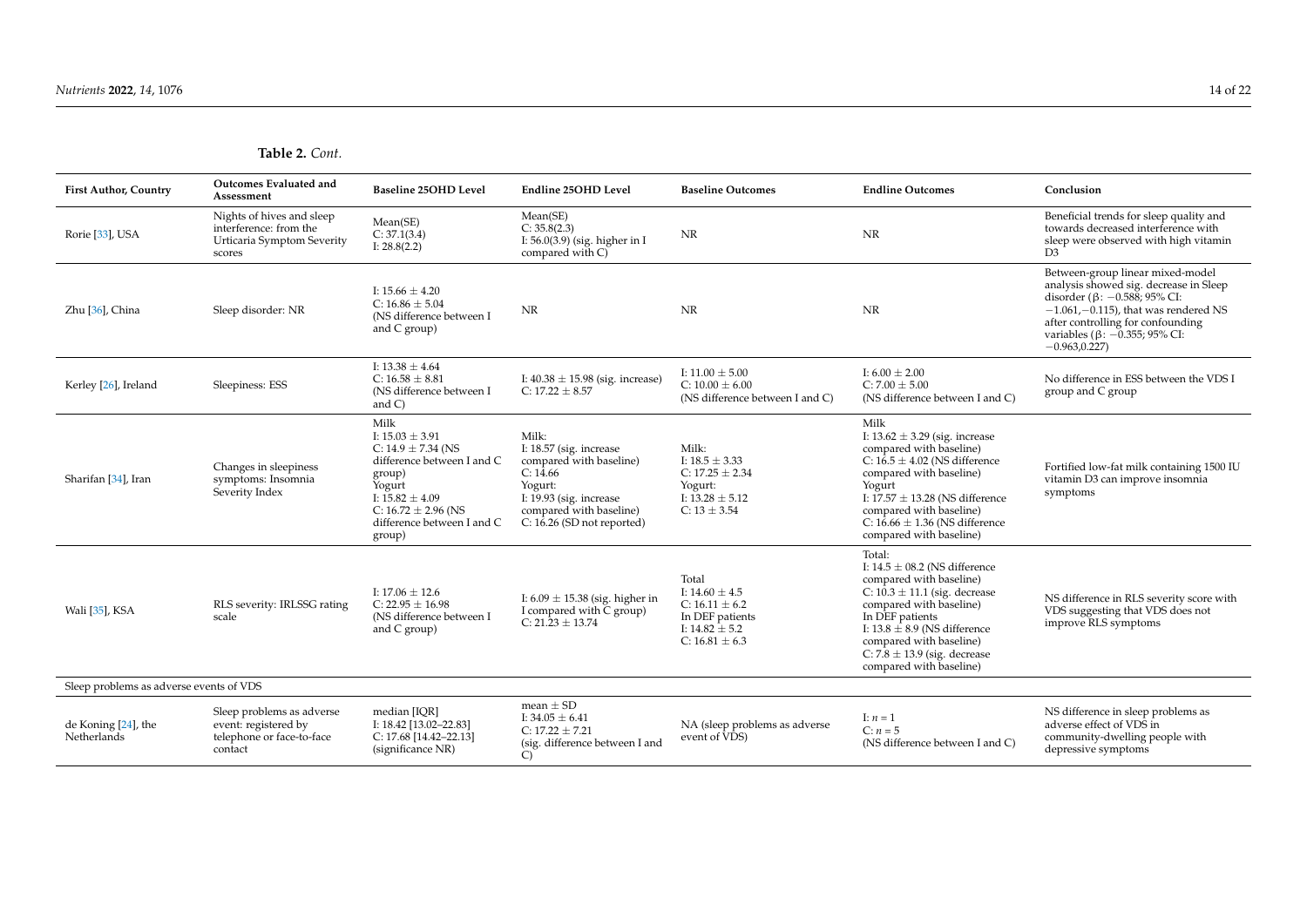**Table 2.** *Cont.*

| First Author, Country | Outcomes Evaluated and Assessment | Baseline 25OHD Level | Endline 25OHD Level | Baseline Outcomes | Endline Outcomes | Conclusion |
|---|---|---|---|---|---|---|
| Rorie [33], USA | Nights of hives and sleep interference: from the Urticaria Symptom Severity scores | Mean(SE)<br>C: 37.1(3.4)<br>I: 28.8(2.2) | Mean(SE)<br>C: 35.8(2.3)<br>I: 56.0(3.9) (sig. higher in I compared with C) | NR | NR | Beneficial trends for sleep quality and towards decreased interference with sleep were observed with high vitamin D3 |
| Zhu [36], China | Sleep disorder: NR | I: 15.66 ± 4.20<br>C: 16.86 ± 5.04<br>(NS difference between I and C group) | NR | NR | NR | Between-group linear mixed-model analysis showed sig. decrease in Sleep disorder (β: −0.588; 95% CI: −1.061,−0.115), that was rendered NS after controlling for confounding variables (β: −0.355; 95% CI: −0.963,0.227) |
| Kerley [26], Ireland | Sleepiness: ESS | I: 13.38 ± 4.64<br>C: 16.58 ± 8.81<br>(NS difference between I and C) | I: 40.38 ± 15.98 (sig. increase)<br>C: 17.22 ± 8.57 | I: 11.00 ± 5.00<br>C: 10.00 ± 6.00<br>(NS difference between I and C) | I: 6.00 ± 2.00<br>C: 7.00 ± 5.00<br>(NS difference between I and C) | No difference in ESS between the VDS I group and C group |
| Sharifan [34], Iran | Changes in sleepiness symptoms: Insomnia Severity Index | Milk<br>I: 15.03 ± 3.91<br>C: 14.9 ± 7.34 (NS difference between I and C group)<br>Yogurt<br>I: 15.82 ± 4.09<br>C: 16.72 ± 2.96 (NS difference between I and C group) | Milk:<br>I: 18.57 (sig. increase compared with baseline)<br>C: 14.66<br>Yogurt:<br>I: 19.93 (sig. increase compared with baseline)<br>C: 16.26 (SD not reported) | Milk:<br>I: 18.5 ± 3.33<br>C: 17.25 ± 2.34<br>Yogurt:<br>I: 13.28 ± 5.12<br>C: 13 ± 3.54 | Milk<br>I: 13.62 ± 3.29 (sig. increase compared with baseline)<br>C: 16.5 ± 4.02 (NS difference compared with baseline)<br>Yogurt<br>I: 17.57 ± 13.28 (NS difference compared with baseline)<br>C: 16.66 ± 1.36 (NS difference compared with baseline) | Fortified low-fat milk containing 1500 IU vitamin D3 can improve insomnia symptoms |
| Wali [35], KSA | RLS severity: IRLSSG rating scale | I: 17.06 ± 12.6<br>C: 22.95 ± 16.98<br>(NS difference between I and C group) | I: 6.09 ± 15.38 (sig. higher in I compared with C group)<br>C: 21.23 ± 13.74 | Total<br>I: 14.60 ± 4.5<br>C: 16.11 ± 6.2<br>In DEF patients<br>I: 14.82 ± 5.2<br>C: 16.81 ± 6.3 | Total:<br>I: 14.5 ± 08.2 (NS difference compared with baseline)<br>C: 10.3 ± 11.1 (sig. decrease compared with baseline)<br>In DEF patients<br>I: 13.8 ± 8.9 (NS difference compared with baseline)<br>C: 7.8 ± 13.9 (sig. decrease compared with baseline) | NS difference in RLS severity score with VDS suggesting that VDS does not improve RLS symptoms |
| Sleep problems as adverse events of VDS | | | | | | |
| de Koning [24], the Netherlands | Sleep problems as adverse event: registered by telephone or face-to-face contact | median [IQR]<br>I: 18.42 [13.02–22.83]<br>C: 17.68 [14.42–22.13]<br>(significance NR) | mean ± SD<br>I: 34.05 ± 6.41<br>C: 17.22 ± 7.21<br>(sig. difference between I and C) | NA (sleep problems as adverse event of VDS) | I: $n = 1$<br>C: $n = 5$<br>(NS difference between I and C) | NS difference in sleep problems as adverse effect of VDS in community-dwelling people with depressive symptoms |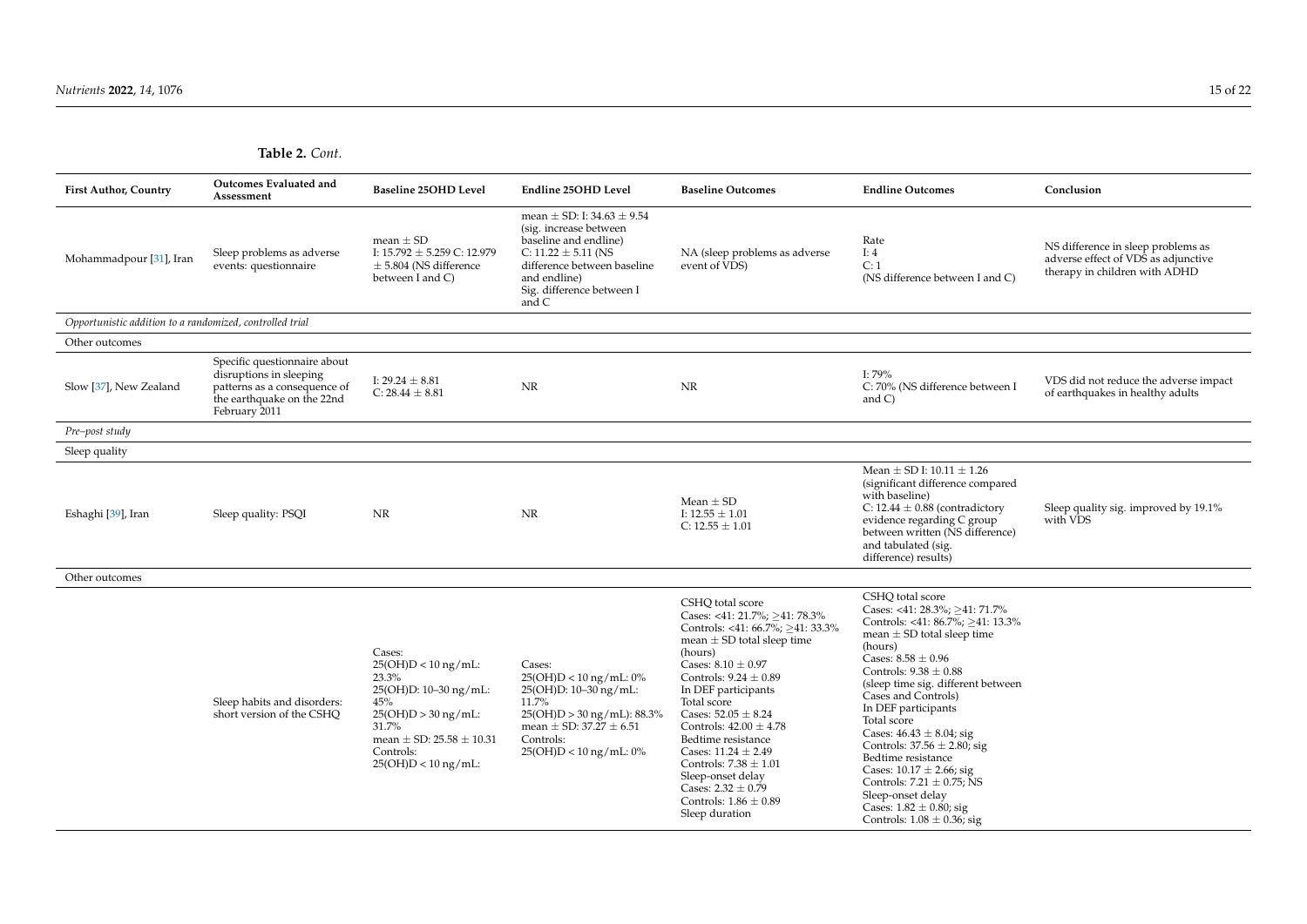**Table 2.** *Cont.*

| First Author, Country | Outcomes Evaluated and Assessment | Baseline 25OHD Level | Endline 25OHD Level | Baseline Outcomes | Endline Outcomes | Conclusion |
|---|---|---|---|---|---|---|
| Mohammadpour [31], Iran | Sleep problems as adverse events: questionnaire | mean ± SD<br>I: 15.792 ± 5.259 C: 12.979 ± 5.804 (NS difference between I and C) | mean ± SD: I: 34.63 ± 9.54 (sig. increase between baseline and endline)<br>C: 11.22 ± 5.11 (NS difference between baseline and endline)<br>Sig. difference between I and C | NA (sleep problems as adverse event of VDS) | Rate<br>I: 4<br>C: 1<br>(NS difference between I and C) | NS difference in sleep problems as adverse effect of VDS as adjunctive therapy in children with ADHD |
| *Opportunistic addition to a randomized, controlled trial* | | | | | | |
| Other outcomes | | | | | | |
| Slow [37], New Zealand | Specific questionnaire about disruptions in sleeping patterns as a consequence of the earthquake on the 22nd February 2011 | I: 29.24 ± 8.81<br>C: 28.44 ± 8.81 | NR | NR | I: 79%<br>C: 70% (NS difference between I and C) | VDS did not reduce the adverse impact of earthquakes in healthy adults |
| *Pre–post study* | | | | | | |
| Sleep quality | | | | | | |
| Eshaghi [39], Iran | Sleep quality: PSQI | NR | NR | Mean ± SD<br>I: 12.55 ± 1.01<br>C: 12.55 ± 1.01 | Mean ± SD I: 10.11 ± 1.26 (significant difference compared with baseline)<br>C: 12.44 ± 0.88 (contradictory evidence regarding C group between written (NS difference) and tabulated (sig. difference) results) | Sleep quality sig. improved by 19.1% with VDS |
| Other outcomes | | | | | | |
| | Sleep habits and disorders: short version of the CSHQ | Cases:<br>25(OH)D < 10 ng/mL: 23.3%<br>25(OH)D: 10–30 ng/mL: 45%<br>25(OH)D > 30 ng/mL: 31.7%<br>mean ± SD: 25.58 ± 10.31<br>Controls:<br>25(OH)D < 10 ng/mL: | Cases:<br>25(OH)D < 10 ng/mL: 0%<br>25(OH)D: 10–30 ng/mL: 11.7%<br>25(OH)D > 30 ng/mL): 88.3%<br>mean ± SD: 37.27 ± 6.51<br>Controls:<br>25(OH)D < 10 ng/mL: 0% | CSHQ total score<br>Cases: <41: 21.7%; ≥41: 78.3%<br>Controls: <41: 66.7%; ≥41: 33.3%<br>mean ± SD total sleep time (hours)<br>Cases: 8.10 ± 0.97<br>Controls: 9.24 ± 0.89<br>In DEF participants<br>Total score<br>Cases: 52.05 ± 8.24<br>Controls: 42.00 ± 4.78<br>Bedtime resistance<br>Cases: 11.24 ± 2.49<br>Controls: 7.38 ± 1.01<br>Sleep-onset delay<br>Cases: 2.32 ± 0.79<br>Controls: 1.86 ± 0.89<br>Sleep duration | CSHQ total score<br>Cases: <41: 28.3%; ≥41: 71.7%<br>Controls: <41: 86.7%; ≥41: 13.3%<br>mean ± SD total sleep time (hours)<br>Cases: 8.58 ± 0.96<br>Controls: 9.38 ± 0.88<br>(sleep time sig. different between Cases and Controls)<br>In DEF participants<br>Total score<br>Cases: 46.43 ± 8.04; sig<br>Controls: 37.56 ± 2.80; sig<br>Bedtime resistance<br>Cases: 10.17 ± 2.66; sig<br>Controls: 7.21 ± 0.75; NS<br>Sleep-onset delay<br>Cases: 1.82 ± 0.80; sig<br>Controls: 1.08 ± 0.36; sig | |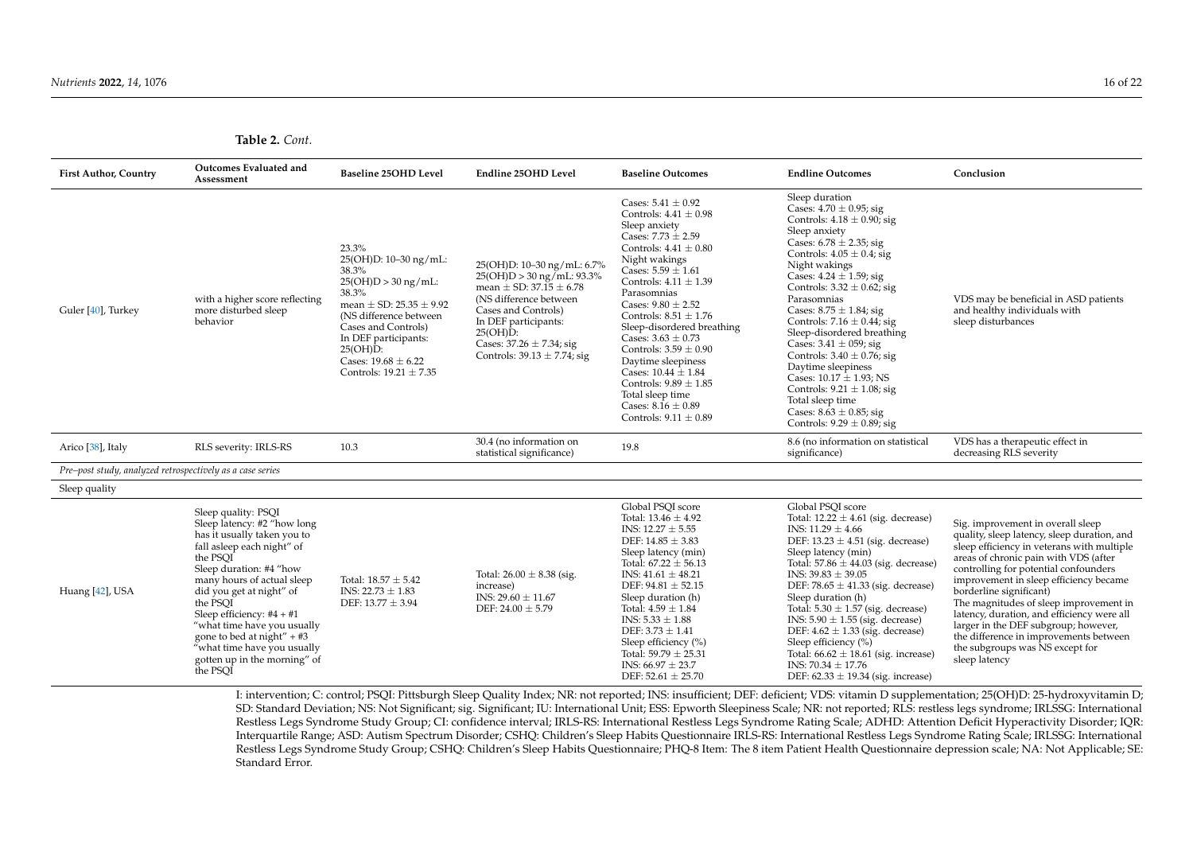**Table 2.** *Cont.*

| First Author, Country | Outcomes Evaluated and Assessment | Baseline 25OHD Level | Endline 25OHD Level | Baseline Outcomes | Endline Outcomes | Conclusion |
|---|---|---|---|---|---|---|
| Guler [40], Turkey | with a higher score reflecting more disturbed sleep behavior | 23.3%<br>25(OH)D: 10–30 ng/mL: 38.3%<br>25(OH)D > 30 ng/mL: 38.3%<br>mean ± SD: 25.35 ± 9.92<br>(NS difference between Cases and Controls)<br>In DEF participants: 25(OH)D:<br>Cases: 19.68 ± 6.22<br>Controls: 19.21 ± 7.35 | 25(OH)D: 10–30 ng/mL: 6.7%<br>25(OH)D > 30 ng/mL: 93.3%<br>mean ± SD: 37.15 ± 6.78<br>(NS difference between Cases and Controls)<br>In DEF participants: 25(OH)D:<br>Cases: 37.26 ± 7.34; sig<br>Controls: 39.13 ± 7.74; sig | Cases: 5.41 ± 0.92<br>Controls: 4.41 ± 0.98<br>Sleep anxiety<br>Cases: 7.73 ± 2.59<br>Controls: 4.41 ± 0.80<br>Night wakings<br>Cases: 5.59 ± 1.61<br>Controls: 4.11 ± 1.39<br>Parasomnias<br>Cases: 9.80 ± 2.52<br>Controls: 8.51 ± 1.76<br>Sleep-disordered breathing<br>Cases: 3.63 ± 0.73<br>Controls: 3.59 ± 0.90<br>Daytime sleepiness<br>Cases: 10.44 ± 1.84<br>Controls: 9.89 ± 1.85<br>Total sleep time<br>Cases: 8.16 ± 0.89<br>Controls: 9.11 ± 0.89 | Sleep duration<br>Cases: 4.70 ± 0.95; sig<br>Controls: 4.18 ± 0.90; sig<br>Sleep anxiety<br>Cases: 6.78 ± 2.35; sig<br>Controls: 4.05 ± 0.4; sig<br>Night wakings<br>Cases: 4.24 ± 1.59; sig<br>Controls: 3.32 ± 0.62; sig<br>Parasomnias<br>Cases: 8.75 ± 1.84; sig<br>Controls: 7.16 ± 0.44; sig<br>Sleep-disordered breathing<br>Cases: 3.41 ± 059; sig<br>Controls: 3.40 ± 0.76; sig<br>Daytime sleepiness<br>Cases: 10.17 ± 1.93; NS<br>Controls: 9.21 ± 1.08; sig<br>Total sleep time<br>Cases: 8.63 ± 0.85; sig<br>Controls: 9.29 ± 0.89; sig | VDS may be beneficial in ASD patients and healthy individuals with sleep disturbances |
| Arico [38], Italy | RLS severity: IRLS-RS | 10.3 | 30.4 (no information on statistical significance) | 19.8 | 8.6 (no information on statistical significance) | VDS has a therapeutic effect in decreasing RLS severity |
| *Pre–post study, analyzed retrospectively as a case series* | | | | | | |
| Sleep quality | | | | | | |
| Huang [42], USA | Sleep quality: PSQI<br>Sleep latency: #2 "how long has it usually taken you to fall asleep each night" of the PSQI<br>Sleep duration: #4 "how many hours of actual sleep did you get at night" of the PSQI<br>Sleep efficiency: #4 + #1 "what time have you usually gone to bed at night" + #3 "what time have you usually gotten up in the morning" of the PSQI | Total: 18.57 ± 5.42<br>INS: 22.73 ± 1.83<br>DEF: 13.77 ± 3.94 | Total: 26.00 ± 8.38 (sig. increase)<br>INS: 29.60 ± 11.67<br>DEF: 24.00 ± 5.79 | Global PSQI score<br>Total: 13.46 ± 4.92<br>INS: 12.27 ± 5.55<br>DEF: 14.85 ± 3.83<br>Sleep latency (min)<br>Total: 67.22 ± 56.13<br>INS: 41.61 ± 48.21<br>DEF: 94.81 ± 52.15<br>Sleep duration (h)<br>Total: 4.59 ± 1.84<br>INS: 5.33 ± 1.88<br>DEF: 3.73 ± 1.41<br>Sleep efficiency (%)<br>Total: 59.79 ± 25.31<br>INS: 66.97 ± 23.7<br>DEF: 52.61 ± 25.70 | Global PSQI score<br>Total: 12.22 ± 4.61 (sig. decrease)<br>INS: 11.29 ± 4.66<br>DEF: 13.23 ± 4.51 (sig. decrease)<br>Sleep latency (min)<br>Total: 57.86 ± 44.03 (sig. decrease)<br>INS: 39.83 ± 39.05<br>DEF: 78.65 ± 41.33 (sig. decrease)<br>Sleep duration (h)<br>Total: 5.30 ± 1.57 (sig. decrease)<br>INS: 5.90 ± 1.55 (sig. decrease)<br>DEF: 4.62 ± 1.33 (sig. decrease)<br>Sleep efficiency (%)<br>Total: 66.62 ± 18.61 (sig. increase)<br>INS: 70.34 ± 17.76<br>DEF: 62.33 ± 19.34 (sig. increase) | Sig. improvement in overall sleep quality, sleep latency, sleep duration, and sleep efficiency in veterans with multiple areas of chronic pain with VDS (after controlling for potential confounders improvement in sleep efficiency became borderline significant)<br>The magnitudes of sleep improvement in latency, duration, and efficiency were all larger in the DEF subgroup; however, the difference in improvements between the subgroups was NS except for sleep latency |

I: intervention; C: control; PSQI: Pittsburgh Sleep Quality Index; NR: not reported; INS: insufficient; DEF: deficient; VDS: vitamin D supplementation; 25(OH)D: 25-hydroxyvitamin D; SD: Standard Deviation; NS: Not Significant; sig. Significant; IU: International Unit; ESS: Epworth Sleepiness Scale; NR: not reported; RLS: restless legs syndrome; IRLSSG: International Restless Legs Syndrome Study Group; CI: confidence interval; IRLS-RS: International Restless Legs Syndrome Rating Scale; ADHD: Attention Deficit Hyperactivity Disorder; IQR: Interquartile Range; ASD: Autism Spectrum Disorder; CSHQ: Children's Sleep Habits Questionnaire IRLS-RS: International Restless Legs Syndrome Rating Scale; IRLSSG: International Restless Legs Syndrome Study Group; CSHQ: Children's Sleep Habits Questionnaire; PHQ-8 Item: The 8 item Patient Health Questionnaire depression scale; NA: Not Applicable; SE: Standard Error.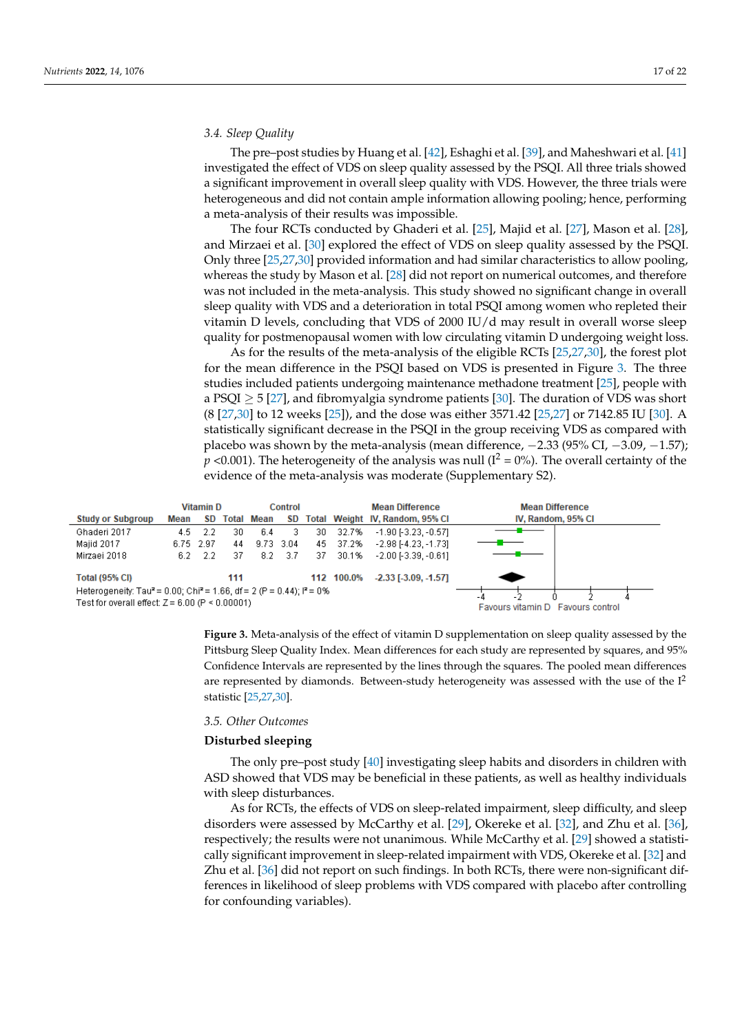### 3.4. Sleep Quality

The pre–post studies by Huang et al. [42], Eshaghi et al. [39], and Maheshwari et al. [41] investigated the effect of VDS on sleep quality assessed by the PSQI. All three trials showed a significant improvement in overall sleep quality with VDS. However, the three trials were heterogeneous and did not contain ample information allowing pooling; hence, performing a meta-analysis of their results was impossible.

The four RCTs conducted by Ghaderi et al. [25], Majid et al. [27], Mason et al. [28], and Mirzaei et al. [30] explored the effect of VDS on sleep quality assessed by the PSQI. Only three [25,27,30] provided information and had similar characteristics to allow pooling, whereas the study by Mason et al. [28] did not report on numerical outcomes, and therefore was not included in the meta-analysis. This study showed no significant change in overall sleep quality with VDS and a deterioration in total PSQI among women who repleted their vitamin D levels, concluding that VDS of 2000 IU/d may result in overall worse sleep quality for postmenopausal women with low circulating vitamin D undergoing weight loss.

As for the results of the meta-analysis of the eligible RCTs [25,27,30], the forest plot for the mean difference in the PSQI based on VDS is presented in Figure 3. The three studies included patients undergoing maintenance methadone treatment [25], people with a PSQI $\geq$ 5 [27], and fibromyalgia syndrome patients [30]. The duration of VDS was short (8 [27,30] to 12 weeks [25]), and the dose was either 3571.42 [25,27] or 7142.85 IU [30]. A statistically significant decrease in the PSQI in the group receiving VDS as compared with placebo was shown by the meta-analysis (mean difference, −2.33 (95% CI, −3.09, −1.57); $p$ <0.001). The heterogeneity of the analysis was null ($I^2$ = 0%). The overall certainty of the evidence of the meta-analysis was moderate (Supplementary S2).

| | Vitamin D | | | Control | | | | Mean Difference |
|---|---|---|---|---|---|---|---|---|
| Study or Subgroup | Mean | SD | Total | Mean | SD | Total | Weight | IV, Random, 95% CI |
| Ghaderi 2017 | 4.5 | 2.2 | 30 | 6.4 | 3 | 30 | 32.7% | -1.90 [-3.23, -0.57] |
| Majid 2017 | 6.75 | 2.97 | 44 | 9.73 | 3.04 | 45 | 37.2% | -2.98 [-4.23, -1.73] |
| Mirzaei 2018 | 6.2 | 2.2 | 37 | 8.2 | 3.7 | 37 | 30.1% | -2.00 [-3.39, -0.61] |
| Total (95% CI) | | | 111 | | | 112 | 100.0% | -2.33 [-3.09, -1.57] |

Heterogeneity: Tau² = 0.00; Chi² = 1.66, df = 2 (P = 0.44); I² = 0%
Test for overall effect: Z = 6.00 (P < 0.00001)

Mean Difference IV, Random, 95% CI: -4, -2, 0, 2, 4 — Favours vitamin D / Favours control

**Figure 3.** Meta-analysis of the effect of vitamin D supplementation on sleep quality assessed by the Pittsburg Sleep Quality Index. Mean differences for each study are represented by squares, and 95% Confidence Intervals are represented by the lines through the squares. The pooled mean differences are represented by diamonds. Between-study heterogeneity was assessed with the use of the $I^2$ statistic [25,27,30].

### 3.5. Other Outcomes

**Disturbed sleeping**

The only pre–post study [40] investigating sleep habits and disorders in children with ASD showed that VDS may be beneficial in these patients, as well as healthy individuals with sleep disturbances.

As for RCTs, the effects of VDS on sleep-related impairment, sleep difficulty, and sleep disorders were assessed by McCarthy et al. [29], Okereke et al. [32], and Zhu et al. [36], respectively; the results were not unanimous. While McCarthy et al. [29] showed a statistically significant improvement in sleep-related impairment with VDS, Okereke et al. [32] and Zhu et al. [36] did not report on such findings. In both RCTs, there were non-significant differences in likelihood of sleep problems with VDS compared with placebo after controlling for confounding variables).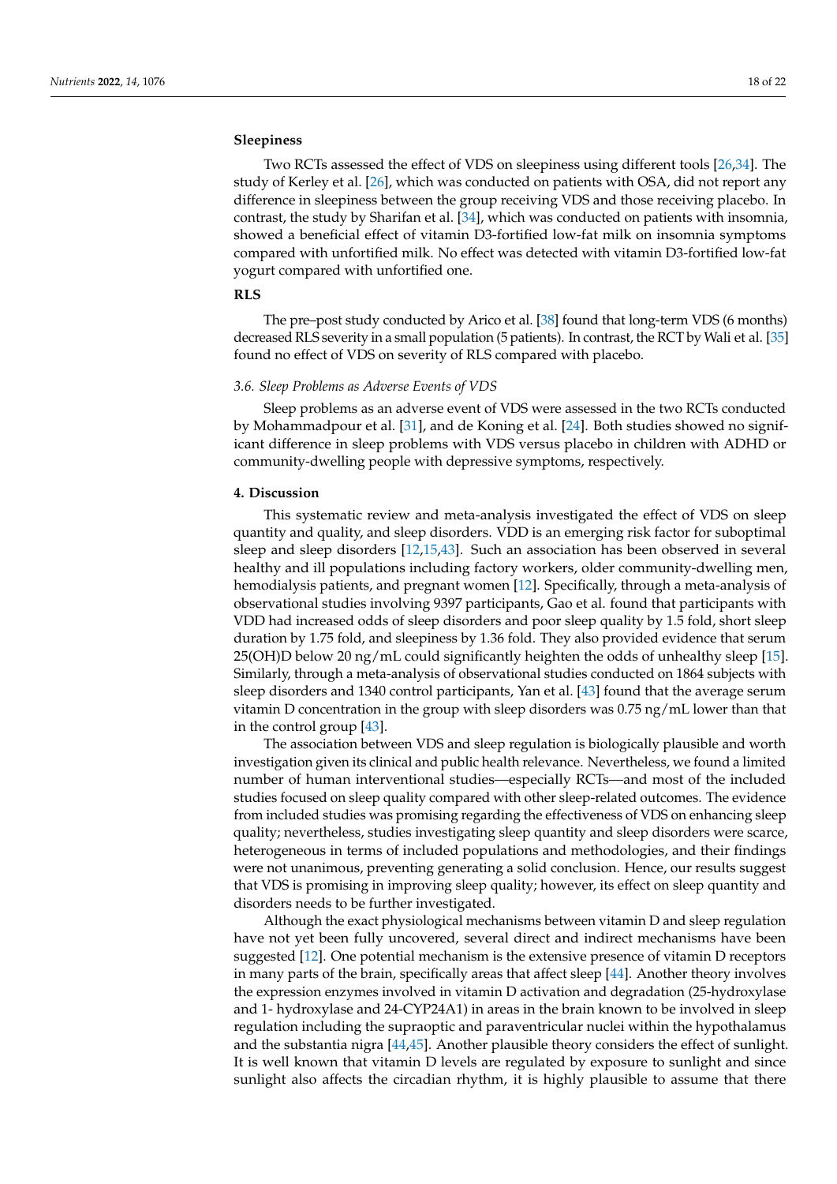**Sleepiness**

Two RCTs assessed the effect of VDS on sleepiness using different tools [26,34]. The study of Kerley et al. [26], which was conducted on patients with OSA, did not report any difference in sleepiness between the group receiving VDS and those receiving placebo. In contrast, the study by Sharifan et al. [34], which was conducted on patients with insomnia, showed a beneficial effect of vitamin D3-fortified low-fat milk on insomnia symptoms compared with unfortified milk. No effect was detected with vitamin D3-fortified low-fat yogurt compared with unfortified one.

**RLS**

The pre–post study conducted by Arico et al. [38] found that long-term VDS (6 months) decreased RLS severity in a small population (5 patients). In contrast, the RCT by Wali et al. [35] found no effect of VDS on severity of RLS compared with placebo.

### *3.6. Sleep Problems as Adverse Events of VDS*

Sleep problems as an adverse event of VDS were assessed in the two RCTs conducted by Mohammadpour et al. [31], and de Koning et al. [24]. Both studies showed no significant difference in sleep problems with VDS versus placebo in children with ADHD or community-dwelling people with depressive symptoms, respectively.

## 4. Discussion

This systematic review and meta-analysis investigated the effect of VDS on sleep quantity and quality, and sleep disorders. VDD is an emerging risk factor for suboptimal sleep and sleep disorders [12,15,43]. Such an association has been observed in several healthy and ill populations including factory workers, older community-dwelling men, hemodialysis patients, and pregnant women [12]. Specifically, through a meta-analysis of observational studies involving 9397 participants, Gao et al. found that participants with VDD had increased odds of sleep disorders and poor sleep quality by 1.5 fold, short sleep duration by 1.75 fold, and sleepiness by 1.36 fold. They also provided evidence that serum 25(OH)D below 20 ng/mL could significantly heighten the odds of unhealthy sleep [15]. Similarly, through a meta-analysis of observational studies conducted on 1864 subjects with sleep disorders and 1340 control participants, Yan et al. [43] found that the average serum vitamin D concentration in the group with sleep disorders was 0.75 ng/mL lower than that in the control group [43].

The association between VDS and sleep regulation is biologically plausible and worth investigation given its clinical and public health relevance. Nevertheless, we found a limited number of human interventional studies—especially RCTs—and most of the included studies focused on sleep quality compared with other sleep-related outcomes. The evidence from included studies was promising regarding the effectiveness of VDS on enhancing sleep quality; nevertheless, studies investigating sleep quantity and sleep disorders were scarce, heterogeneous in terms of included populations and methodologies, and their findings were not unanimous, preventing generating a solid conclusion. Hence, our results suggest that VDS is promising in improving sleep quality; however, its effect on sleep quantity and disorders needs to be further investigated.

Although the exact physiological mechanisms between vitamin D and sleep regulation have not yet been fully uncovered, several direct and indirect mechanisms have been suggested [12]. One potential mechanism is the extensive presence of vitamin D receptors in many parts of the brain, specifically areas that affect sleep [44]. Another theory involves the expression enzymes involved in vitamin D activation and degradation (25-hydroxylase and 1- hydroxylase and 24-CYP24A1) in areas in the brain known to be involved in sleep regulation including the supraoptic and paraventricular nuclei within the hypothalamus and the substantia nigra [44,45]. Another plausible theory considers the effect of sunlight. It is well known that vitamin D levels are regulated by exposure to sunlight and since sunlight also affects the circadian rhythm, it is highly plausible to assume that there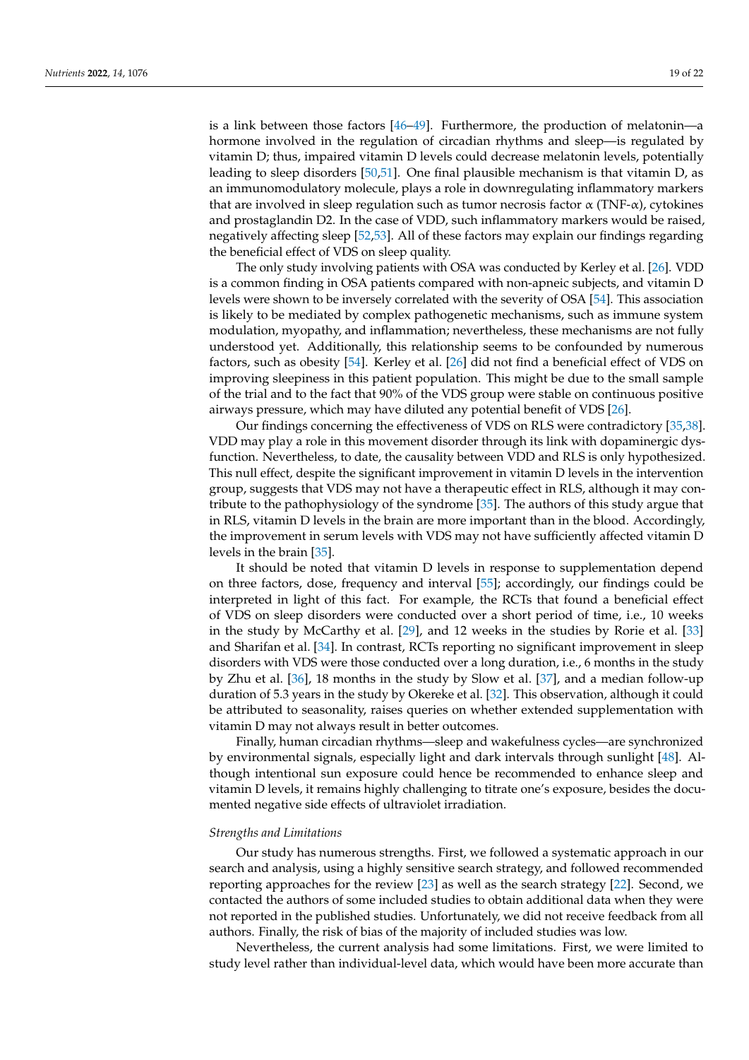is a link between those factors [46–49]. Furthermore, the production of melatonin—a hormone involved in the regulation of circadian rhythms and sleep—is regulated by vitamin D; thus, impaired vitamin D levels could decrease melatonin levels, potentially leading to sleep disorders [50,51]. One final plausible mechanism is that vitamin D, as an immunomodulatory molecule, plays a role in downregulating inflammatory markers that are involved in sleep regulation such as tumor necrosis factor α (TNF-α), cytokines and prostaglandin D2. In the case of VDD, such inflammatory markers would be raised, negatively affecting sleep [52,53]. All of these factors may explain our findings regarding the beneficial effect of VDS on sleep quality.

The only study involving patients with OSA was conducted by Kerley et al. [26]. VDD is a common finding in OSA patients compared with non-apneic subjects, and vitamin D levels were shown to be inversely correlated with the severity of OSA [54]. This association is likely to be mediated by complex pathogenetic mechanisms, such as immune system modulation, myopathy, and inflammation; nevertheless, these mechanisms are not fully understood yet. Additionally, this relationship seems to be confounded by numerous factors, such as obesity [54]. Kerley et al. [26] did not find a beneficial effect of VDS on improving sleepiness in this patient population. This might be due to the small sample of the trial and to the fact that 90% of the VDS group were stable on continuous positive airways pressure, which may have diluted any potential benefit of VDS [26].

Our findings concerning the effectiveness of VDS on RLS were contradictory [35,38]. VDD may play a role in this movement disorder through its link with dopaminergic dysfunction. Nevertheless, to date, the causality between VDD and RLS is only hypothesized. This null effect, despite the significant improvement in vitamin D levels in the intervention group, suggests that VDS may not have a therapeutic effect in RLS, although it may contribute to the pathophysiology of the syndrome [35]. The authors of this study argue that in RLS, vitamin D levels in the brain are more important than in the blood. Accordingly, the improvement in serum levels with VDS may not have sufficiently affected vitamin D levels in the brain [35].

It should be noted that vitamin D levels in response to supplementation depend on three factors, dose, frequency and interval [55]; accordingly, our findings could be interpreted in light of this fact. For example, the RCTs that found a beneficial effect of VDS on sleep disorders were conducted over a short period of time, i.e., 10 weeks in the study by McCarthy et al. [29], and 12 weeks in the studies by Rorie et al. [33] and Sharifan et al. [34]. In contrast, RCTs reporting no significant improvement in sleep disorders with VDS were those conducted over a long duration, i.e., 6 months in the study by Zhu et al. [36], 18 months in the study by Slow et al. [37], and a median follow-up duration of 5.3 years in the study by Okereke et al. [32]. This observation, although it could be attributed to seasonality, raises queries on whether extended supplementation with vitamin D may not always result in better outcomes.

Finally, human circadian rhythms—sleep and wakefulness cycles—are synchronized by environmental signals, especially light and dark intervals through sunlight [48]. Although intentional sun exposure could hence be recommended to enhance sleep and vitamin D levels, it remains highly challenging to titrate one's exposure, besides the documented negative side effects of ultraviolet irradiation.

*Strengths and Limitations*

Our study has numerous strengths. First, we followed a systematic approach in our search and analysis, using a highly sensitive search strategy, and followed recommended reporting approaches for the review [23] as well as the search strategy [22]. Second, we contacted the authors of some included studies to obtain additional data when they were not reported in the published studies. Unfortunately, we did not receive feedback from all authors. Finally, the risk of bias of the majority of included studies was low.

Nevertheless, the current analysis had some limitations. First, we were limited to study level rather than individual-level data, which would have been more accurate than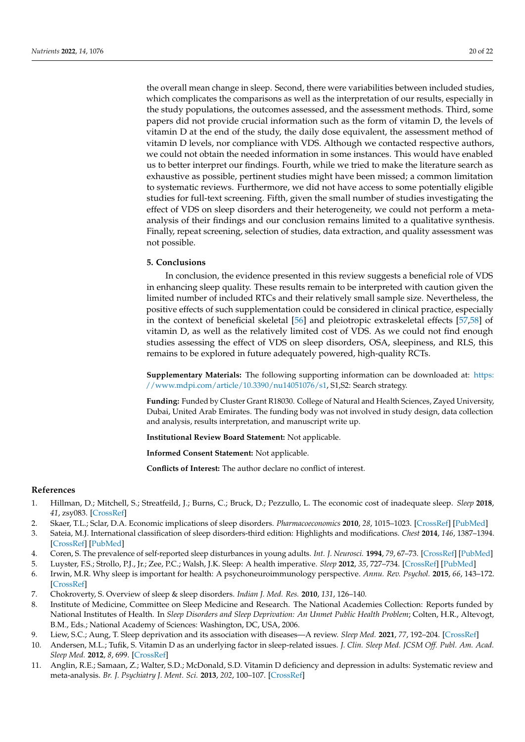the overall mean change in sleep. Second, there were variabilities between included studies, which complicates the comparisons as well as the interpretation of our results, especially in the study populations, the outcomes assessed, and the assessment methods. Third, some papers did not provide crucial information such as the form of vitamin D, the levels of vitamin D at the end of the study, the daily dose equivalent, the assessment method of vitamin D levels, nor compliance with VDS. Although we contacted respective authors, we could not obtain the needed information in some instances. This would have enabled us to better interpret our findings. Fourth, while we tried to make the literature search as exhaustive as possible, pertinent studies might have been missed; a common limitation to systematic reviews. Furthermore, we did not have access to some potentially eligible studies for full-text screening. Fifth, given the small number of studies investigating the effect of VDS on sleep disorders and their heterogeneity, we could not perform a meta-analysis of their findings and our conclusion remains limited to a qualitative synthesis. Finally, repeat screening, selection of studies, data extraction, and quality assessment was not possible.

## 5. Conclusions

In conclusion, the evidence presented in this review suggests a beneficial role of VDS in enhancing sleep quality. These results remain to be interpreted with caution given the limited number of included RTCs and their relatively small sample size. Nevertheless, the positive effects of such supplementation could be considered in clinical practice, especially in the context of beneficial skeletal [56] and pleiotropic extraskeletal effects [57,58] of vitamin D, as well as the relatively limited cost of VDS. As we could not find enough studies assessing the effect of VDS on sleep disorders, OSA, sleepiness, and RLS, this remains to be explored in future adequately powered, high-quality RCTs.

**Supplementary Materials:** The following supporting information can be downloaded at: https://www.mdpi.com/article/10.3390/nu14051076/s1, S1,S2: Search strategy.

**Funding:** Funded by Cluster Grant R18030. College of Natural and Health Sciences, Zayed University, Dubai, United Arab Emirates. The funding body was not involved in study design, data collection and analysis, results interpretation, and manuscript write up.

**Institutional Review Board Statement:** Not applicable.

**Informed Consent Statement:** Not applicable.

**Conflicts of Interest:** The author declare no conflict of interest.

## References

1. Hillman, D.; Mitchell, S.; Streatfeild, J.; Burns, C.; Bruck, D.; Pezzullo, L. The economic cost of inadequate sleep. *Sleep* **2018**, *41*, zsy083. [CrossRef]
2. Skaer, T.L.; Sclar, D.A. Economic implications of sleep disorders. *Pharmacoeconomics* **2010**, *28*, 1015–1023. [CrossRef] [PubMed]
3. Sateia, M.J. International classification of sleep disorders-third edition: Highlights and modifications. *Chest* **2014**, *146*, 1387–1394. [CrossRef] [PubMed]
4. Coren, S. The prevalence of self-reported sleep disturbances in young adults. *Int. J. Neurosci.* **1994**, *79*, 67–73. [CrossRef] [PubMed]
5. Luyster, F.S.; Strollo, P.J., Jr.; Zee, P.C.; Walsh, J.K. Sleep: A health imperative. *Sleep* **2012**, *35*, 727–734. [CrossRef] [PubMed]
6. Irwin, M.R. Why sleep is important for health: A psychoneuroimmunology perspective. *Annu. Rev. Psychol.* **2015**, *66*, 143–172. [CrossRef]
7. Chokroverty, S. Overview of sleep & sleep disorders. *Indian J. Med. Res.* **2010**, *131*, 126–140.
8. Institute of Medicine, Committee on Sleep Medicine and Research. The National Academies Collection: Reports funded by National Institutes of Health. In *Sleep Disorders and Sleep Deprivation: An Unmet Public Health Problem*; Colten, H.R., Altevogt, B.M., Eds.; National Academy of Sciences: Washington, DC, USA, 2006.
9. Liew, S.C.; Aung, T. Sleep deprivation and its association with diseases—A review. *Sleep Med.* **2021**, *77*, 192–204. [CrossRef]
10. Andersen, M.L.; Tufik, S. Vitamin D as an underlying factor in sleep-related issues. *J. Clin. Sleep Med. JCSM Off. Publ. Am. Acad. Sleep Med.* **2012**, *8*, 699. [CrossRef]
11. Anglin, R.E.; Samaan, Z.; Walter, S.D.; McDonald, S.D. Vitamin D deficiency and depression in adults: Systematic review and meta-analysis. *Br. J. Psychiatry J. Ment. Sci.* **2013**, *202*, 100–107. [CrossRef]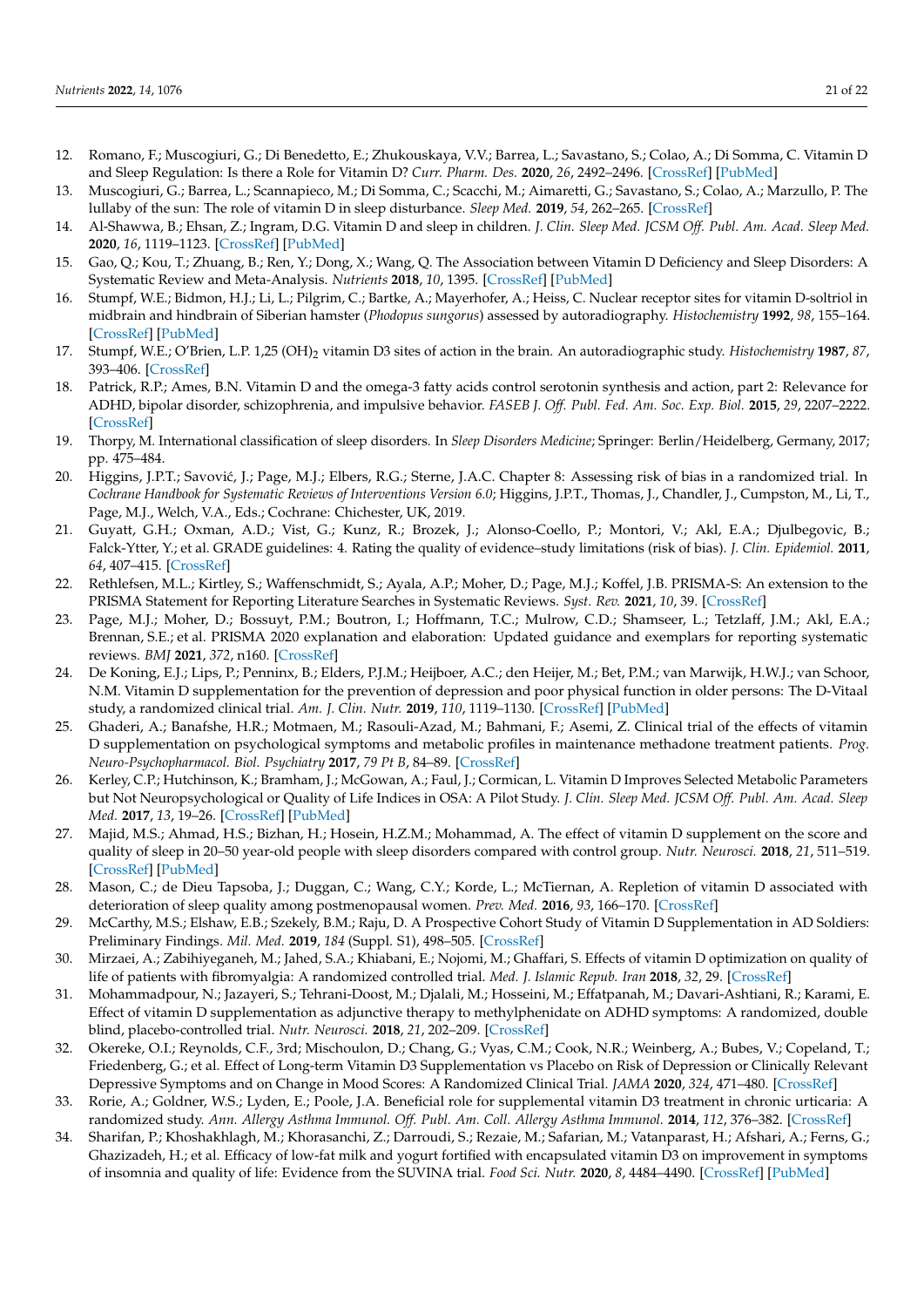12. Romano, F.; Muscogiuri, G.; Di Benedetto, E.; Zhukouskaya, V.V.; Barrea, L.; Savastano, S.; Colao, A.; Di Somma, C. Vitamin D and Sleep Regulation: Is there a Role for Vitamin D? *Curr. Pharm. Des.* **2020**, *26*, 2492–2496. [CrossRef] [PubMed]
13. Muscogiuri, G.; Barrea, L.; Scannapieco, M.; Di Somma, C.; Scacchi, M.; Aimaretti, G.; Savastano, S.; Colao, A.; Marzullo, P. The lullaby of the sun: The role of vitamin D in sleep disturbance. *Sleep Med.* **2019**, *54*, 262–265. [CrossRef]
14. Al-Shawwa, B.; Ehsan, Z.; Ingram, D.G. Vitamin D and sleep in children. *J. Clin. Sleep Med. JCSM Off. Publ. Am. Acad. Sleep Med.* **2020**, *16*, 1119–1123. [CrossRef] [PubMed]
15. Gao, Q.; Kou, T.; Zhuang, B.; Ren, Y.; Dong, X.; Wang, Q. The Association between Vitamin D Deficiency and Sleep Disorders: A Systematic Review and Meta-Analysis. *Nutrients* **2018**, *10*, 1395. [CrossRef] [PubMed]
16. Stumpf, W.E.; Bidmon, H.J.; Li, L.; Pilgrim, C.; Bartke, A.; Mayerhofer, A.; Heiss, C. Nuclear receptor sites for vitamin D-soltriol in midbrain and hindbrain of Siberian hamster (*Phodopus sungorus*) assessed by autoradiography. *Histochemistry* **1992**, *98*, 155–164. [CrossRef] [PubMed]
17. Stumpf, W.E.; O'Brien, L.P. 1,25 $(OH)_2$ vitamin D3 sites of action in the brain. An autoradiographic study. *Histochemistry* **1987**, *87*, 393–406. [CrossRef]
18. Patrick, R.P.; Ames, B.N. Vitamin D and the omega-3 fatty acids control serotonin synthesis and action, part 2: Relevance for ADHD, bipolar disorder, schizophrenia, and impulsive behavior. *FASEB J. Off. Publ. Fed. Am. Soc. Exp. Biol.* **2015**, *29*, 2207–2222. [CrossRef]
19. Thorpy, M. International classification of sleep disorders. In *Sleep Disorders Medicine*; Springer: Berlin/Heidelberg, Germany, 2017; pp. 475–484.
20. Higgins, J.P.T.; Savović, J.; Page, M.J.; Elbers, R.G.; Sterne, J.A.C. Chapter 8: Assessing risk of bias in a randomized trial. In *Cochrane Handbook for Systematic Reviews of Interventions Version 6.0*; Higgins, J.P.T., Thomas, J., Chandler, J., Cumpston, M., Li, T., Page, M.J., Welch, V.A., Eds.; Cochrane: Chichester, UK, 2019.
21. Guyatt, G.H.; Oxman, A.D.; Vist, G.; Kunz, R.; Brozek, J.; Alonso-Coello, P.; Montori, V.; Akl, E.A.; Djulbegovic, B.; Falck-Ytter, Y.; et al. GRADE guidelines: 4. Rating the quality of evidence–study limitations (risk of bias). *J. Clin. Epidemiol.* **2011**, *64*, 407–415. [CrossRef]
22. Rethlefsen, M.L.; Kirtley, S.; Waffenschmidt, S.; Ayala, A.P.; Moher, D.; Page, M.J.; Koffel, J.B. PRISMA-S: An extension to the PRISMA Statement for Reporting Literature Searches in Systematic Reviews. *Syst. Rev.* **2021**, *10*, 39. [CrossRef]
23. Page, M.J.; Moher, D.; Bossuyt, P.M.; Boutron, I.; Hoffmann, T.C.; Mulrow, C.D.; Shamseer, L.; Tetzlaff, J.M.; Akl, E.A.; Brennan, S.E.; et al. PRISMA 2020 explanation and elaboration: Updated guidance and exemplars for reporting systematic reviews. *BMJ* **2021**, *372*, n160. [CrossRef]
24. De Koning, E.J.; Lips, P.; Penninx, B.; Elders, P.J.M.; Heijboer, A.C.; den Heijer, M.; Bet, P.M.; van Marwijk, H.W.J.; van Schoor, N.M. Vitamin D supplementation for the prevention of depression and poor physical function in older persons: The D-Vitaal study, a randomized clinical trial. *Am. J. Clin. Nutr.* **2019**, *110*, 1119–1130. [CrossRef] [PubMed]
25. Ghaderi, A.; Banafshe, H.R.; Motmaen, M.; Rasouli-Azad, M.; Bahmani, F.; Asemi, Z. Clinical trial of the effects of vitamin D supplementation on psychological symptoms and metabolic profiles in maintenance methadone treatment patients. *Prog. Neuro-Psychopharmacol. Biol. Psychiatry* **2017**, *79 Pt B*, 84–89. [CrossRef]
26. Kerley, C.P.; Hutchinson, K.; Bramham, J.; McGowan, A.; Faul, J.; Cormican, L. Vitamin D Improves Selected Metabolic Parameters but Not Neuropsychological or Quality of Life Indices in OSA: A Pilot Study. *J. Clin. Sleep Med. JCSM Off. Publ. Am. Acad. Sleep Med.* **2017**, *13*, 19–26. [CrossRef] [PubMed]
27. Majid, M.S.; Ahmad, H.S.; Bizhan, H.; Hosein, H.Z.M.; Mohammad, A. The effect of vitamin D supplement on the score and quality of sleep in 20–50 year-old people with sleep disorders compared with control group. *Nutr. Neurosci.* **2018**, *21*, 511–519. [CrossRef] [PubMed]
28. Mason, C.; de Dieu Tapsoba, J.; Duggan, C.; Wang, C.Y.; Korde, L.; McTiernan, A. Repletion of vitamin D associated with deterioration of sleep quality among postmenopausal women. *Prev. Med.* **2016**, *93*, 166–170. [CrossRef]
29. McCarthy, M.S.; Elshaw, E.B.; Szekely, B.M.; Raju, D. A Prospective Cohort Study of Vitamin D Supplementation in AD Soldiers: Preliminary Findings. *Mil. Med.* **2019**, *184* (Suppl. S1), 498–505. [CrossRef]
30. Mirzaei, A.; Zabihiyeganeh, M.; Jahed, S.A.; Khiabani, E.; Nojomi, M.; Ghaffari, S. Effects of vitamin D optimization on quality of life of patients with fibromyalgia: A randomized controlled trial. *Med. J. Islamic Repub. Iran* **2018**, *32*, 29. [CrossRef]
31. Mohammadpour, N.; Jazayeri, S.; Tehrani-Doost, M.; Djalali, M.; Hosseini, M.; Effatpanah, M.; Davari-Ashtiani, R.; Karami, E. Effect of vitamin D supplementation as adjunctive therapy to methylphenidate on ADHD symptoms: A randomized, double blind, placebo-controlled trial. *Nutr. Neurosci.* **2018**, *21*, 202–209. [CrossRef]
32. Okereke, O.I.; Reynolds, C.F., 3rd; Mischoulon, D.; Chang, G.; Vyas, C.M.; Cook, N.R.; Weinberg, A.; Bubes, V.; Copeland, T.; Friedenberg, G.; et al. Effect of Long-term Vitamin D3 Supplementation vs Placebo on Risk of Depression or Clinically Relevant Depressive Symptoms and on Change in Mood Scores: A Randomized Clinical Trial. *JAMA* **2020**, *324*, 471–480. [CrossRef]
33. Rorie, A.; Goldner, W.S.; Lyden, E.; Poole, J.A. Beneficial role for supplemental vitamin D3 treatment in chronic urticaria: A randomized study. *Ann. Allergy Asthma Immunol. Off. Publ. Am. Coll. Allergy Asthma Immunol.* **2014**, *112*, 376–382. [CrossRef]
34. Sharifan, P.; Khoshakhlagh, M.; Khorasanchi, Z.; Darroudi, S.; Rezaie, M.; Safarian, M.; Vatanparast, H.; Afshari, A.; Ferns, G.; Ghazizadeh, H.; et al. Efficacy of low-fat milk and yogurt fortified with encapsulated vitamin D3 on improvement in symptoms of insomnia and quality of life: Evidence from the SUVINA trial. *Food Sci. Nutr.* **2020**, *8*, 4484–4490. [CrossRef] [PubMed]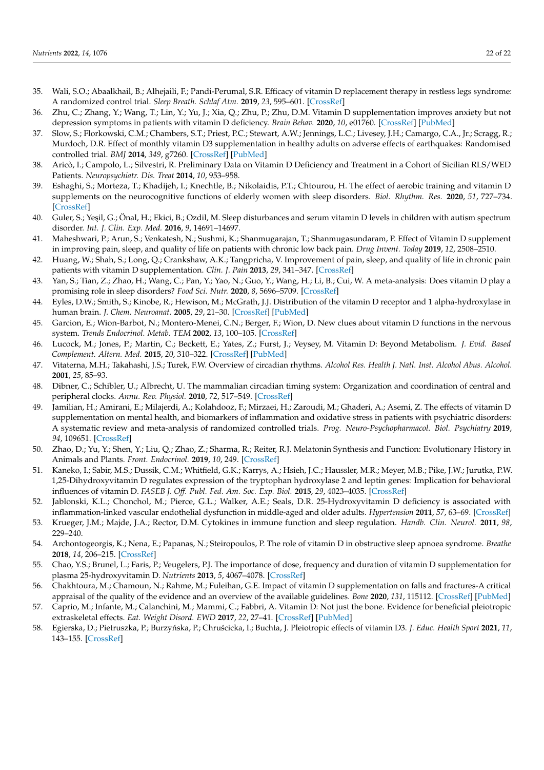35. Wali, S.O.; Abaalkhail, B.; Alhejaili, F.; Pandi-Perumal, S.R. Efficacy of vitamin D replacement therapy in restless legs syndrome: A randomized control trial. *Sleep Breath. Schlaf Atm.* **2019**, *23*, 595–601. [CrossRef]
36. Zhu, C.; Zhang, Y.; Wang, T.; Lin, Y.; Yu, J.; Xia, Q.; Zhu, P.; Zhu, D.M. Vitamin D supplementation improves anxiety but not depression symptoms in patients with vitamin D deficiency. *Brain Behav.* **2020**, *10*, e01760. [CrossRef] [PubMed]
37. Slow, S.; Florkowski, C.M.; Chambers, S.T.; Priest, P.C.; Stewart, A.W.; Jennings, L.C.; Livesey, J.H.; Camargo, C.A., Jr.; Scragg, R.; Murdoch, D.R. Effect of monthly vitamin D3 supplementation in healthy adults on adverse effects of earthquakes: Randomised controlled trial. *BMJ* **2014**, *349*, g7260. [CrossRef] [PubMed]
38. Aricò, I.; Campolo, L.; Silvestri, R. Preliminary Data on Vitamin D Deficiency and Treatment in a Cohort of Sicilian RLS/WED Patients. *Neuropsychiatr. Dis. Treat* **2014**, *10*, 953–958.
39. Eshaghi, S.; Morteza, T.; Khadijeh, I.; Knechtle, B.; Nikolaidis, P.T.; Chtourou, H. The effect of aerobic training and vitamin D supplements on the neurocognitive functions of elderly women with sleep disorders. *Biol. Rhythm. Res.* **2020**, *51*, 727–734. [CrossRef]
40. Guler, S.; Yeşil, G.; Önal, H.; Ekici, B.; Ozdil, M. Sleep disturbances and serum vitamin D levels in children with autism spectrum disorder. *Int. J. Clin. Exp. Med.* **2016**, *9*, 14691–14697.
41. Maheshwari, P.; Arun, S.; Venkatesh, N.; Sushmi, K.; Shanmugarajan, T.; Shanmugasundaram, P. Effect of Vitamin D supplement in improving pain, sleep, and quality of life on patients with chronic low back pain. *Drug Invent. Today* **2019**, *12*, 2508–2510.
42. Huang, W.; Shah, S.; Long, Q.; Crankshaw, A.K.; Tangpricha, V. Improvement of pain, sleep, and quality of life in chronic pain patients with vitamin D supplementation. *Clin. J. Pain* **2013**, *29*, 341–347. [CrossRef]
43. Yan, S.; Tian, Z.; Zhao, H.; Wang, C.; Pan, Y.; Yao, N.; Guo, Y.; Wang, H.; Li, B.; Cui, W. A meta-analysis: Does vitamin D play a promising role in sleep disorders? *Food Sci. Nutr.* **2020**, *8*, 5696–5709. [CrossRef]
44. Eyles, D.W.; Smith, S.; Kinobe, R.; Hewison, M.; McGrath, J.J. Distribution of the vitamin D receptor and 1 alpha-hydroxylase in human brain. *J. Chem. Neuroanat.* **2005**, *29*, 21–30. [CrossRef] [PubMed]
45. Garcion, E.; Wion-Barbot, N.; Montero-Menei, C.N.; Berger, F.; Wion, D. New clues about vitamin D functions in the nervous system. *Trends Endocrinol. Metab. TEM* **2002**, *13*, 100–105. [CrossRef]
46. Lucock, M.; Jones, P.; Martin, C.; Beckett, E.; Yates, Z.; Furst, J.; Veysey, M. Vitamin D: Beyond Metabolism. *J. Evid. Based Complement. Altern. Med.* **2015**, *20*, 310–322. [CrossRef] [PubMed]
47. Vitaterna, M.H.; Takahashi, J.S.; Turek, F.W. Overview of circadian rhythms. *Alcohol Res. Health J. Natl. Inst. Alcohol Abus. Alcohol.* **2001**, *25*, 85–93.
48. Dibner, C.; Schibler, U.; Albrecht, U. The mammalian circadian timing system: Organization and coordination of central and peripheral clocks. *Annu. Rev. Physiol.* **2010**, *72*, 517–549. [CrossRef]
49. Jamilian, H.; Amirani, E.; Milajerdi, A.; Kolahdooz, F.; Mirzaei, H.; Zaroudi, M.; Ghaderi, A.; Asemi, Z. The effects of vitamin D supplementation on mental health, and biomarkers of inflammation and oxidative stress in patients with psychiatric disorders: A systematic review and meta-analysis of randomized controlled trials. *Prog. Neuro-Psychopharmacol. Biol. Psychiatry* **2019**, *94*, 109651. [CrossRef]
50. Zhao, D.; Yu, Y.; Shen, Y.; Liu, Q.; Zhao, Z.; Sharma, R.; Reiter, R.J. Melatonin Synthesis and Function: Evolutionary History in Animals and Plants. *Front. Endocrinol.* **2019**, *10*, 249. [CrossRef]
51. Kaneko, I.; Sabir, M.S.; Dussik, C.M.; Whitfield, G.K.; Karrys, A.; Hsieh, J.C.; Haussler, M.R.; Meyer, M.B.; Pike, J.W.; Jurutka, P.W. 1,25-Dihydroxyvitamin D regulates expression of the tryptophan hydroxylase 2 and leptin genes: Implication for behavioral influences of vitamin D. *FASEB J. Off. Publ. Fed. Am. Soc. Exp. Biol.* **2015**, *29*, 4023–4035. [CrossRef]
52. Jablonski, K.L.; Chonchol, M.; Pierce, G.L.; Walker, A.E.; Seals, D.R. 25-Hydroxyvitamin D deficiency is associated with inflammation-linked vascular endothelial dysfunction in middle-aged and older adults. *Hypertension* **2011**, *57*, 63–69. [CrossRef]
53. Krueger, J.M.; Majde, J.A.; Rector, D.M. Cytokines in immune function and sleep regulation. *Handb. Clin. Neurol.* **2011**, *98*, 229–240.
54. Archontogeorgis, K.; Nena, E.; Papanas, N.; Steiropoulos, P. The role of vitamin D in obstructive sleep apnoea syndrome. *Breathe* **2018**, *14*, 206–215. [CrossRef]
55. Chao, Y.S.; Brunel, L.; Faris, P.; Veugelers, P.J. The importance of dose, frequency and duration of vitamin D supplementation for plasma 25-hydroxyvitamin D. *Nutrients* **2013**, *5*, 4067–4078. [CrossRef]
56. Chakhtoura, M.; Chamoun, N.; Rahme, M.; Fuleihan, G.E. Impact of vitamin D supplementation on falls and fractures-A critical appraisal of the quality of the evidence and an overview of the available guidelines. *Bone* **2020**, *131*, 115112. [CrossRef] [PubMed]
57. Caprio, M.; Infante, M.; Calanchini, M.; Mammi, C.; Fabbri, A. Vitamin D: Not just the bone. Evidence for beneficial pleiotropic extraskeletal effects. *Eat. Weight Disord. EWD* **2017**, *22*, 27–41. [CrossRef] [PubMed]
58. Egierska, D.; Pietruszka, P.; Burzyńska, P.; Chruścicka, I.; Buchta, J. Pleiotropic effects of vitamin D3. *J. Educ. Health Sport* **2021**, *11*, 143–155. [CrossRef]